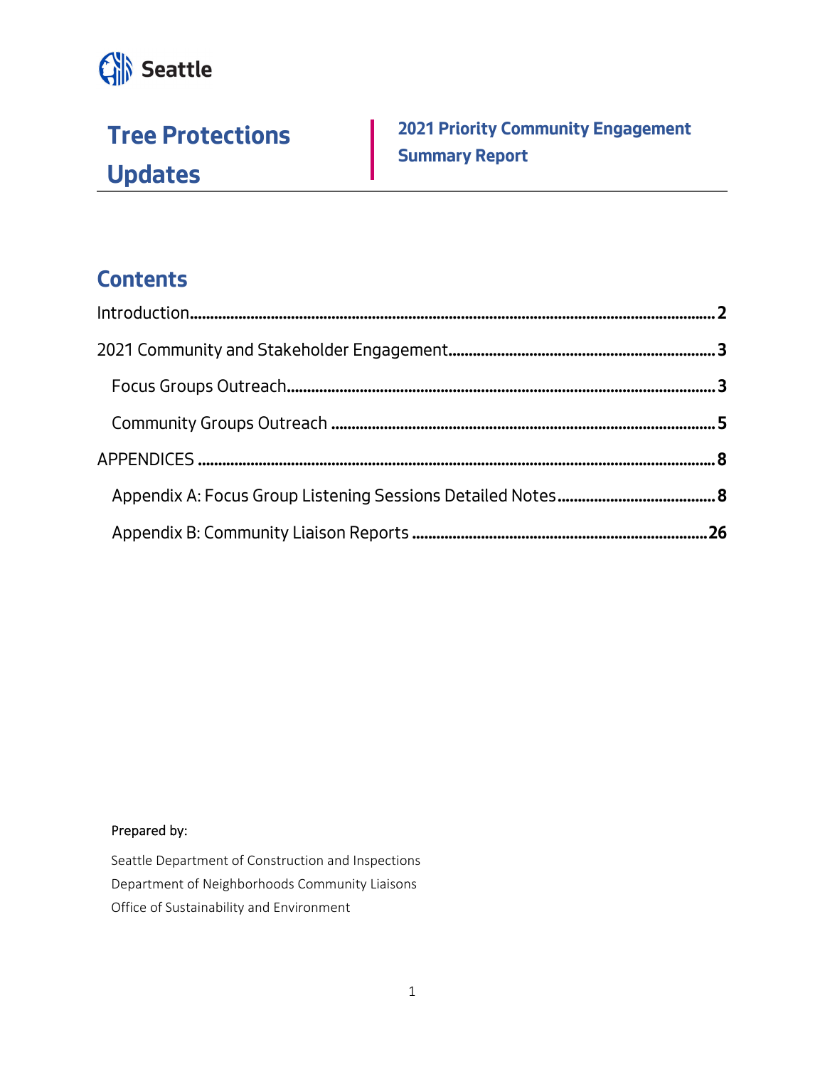Seattle

# Tree Protections Updates

## 2021 Priority Community Engagement Summary Report

## Contents

Introduction ..... 2

2021 Community and Stakeholder Engagement ..... 3

- Focus Groups Outreach ..... 3
- Community Groups Outreach ..... 5

APPENDICES ..... 8

- Appendix A: Focus Group Listening Sessions Detailed Notes ..... 8
- Appendix B: Community Liaison Reports ..... 26

Prepared by:

Seattle Department of Construction and Inspections
Department of Neighborhoods Community Liaisons
Office of Sustainability and Environment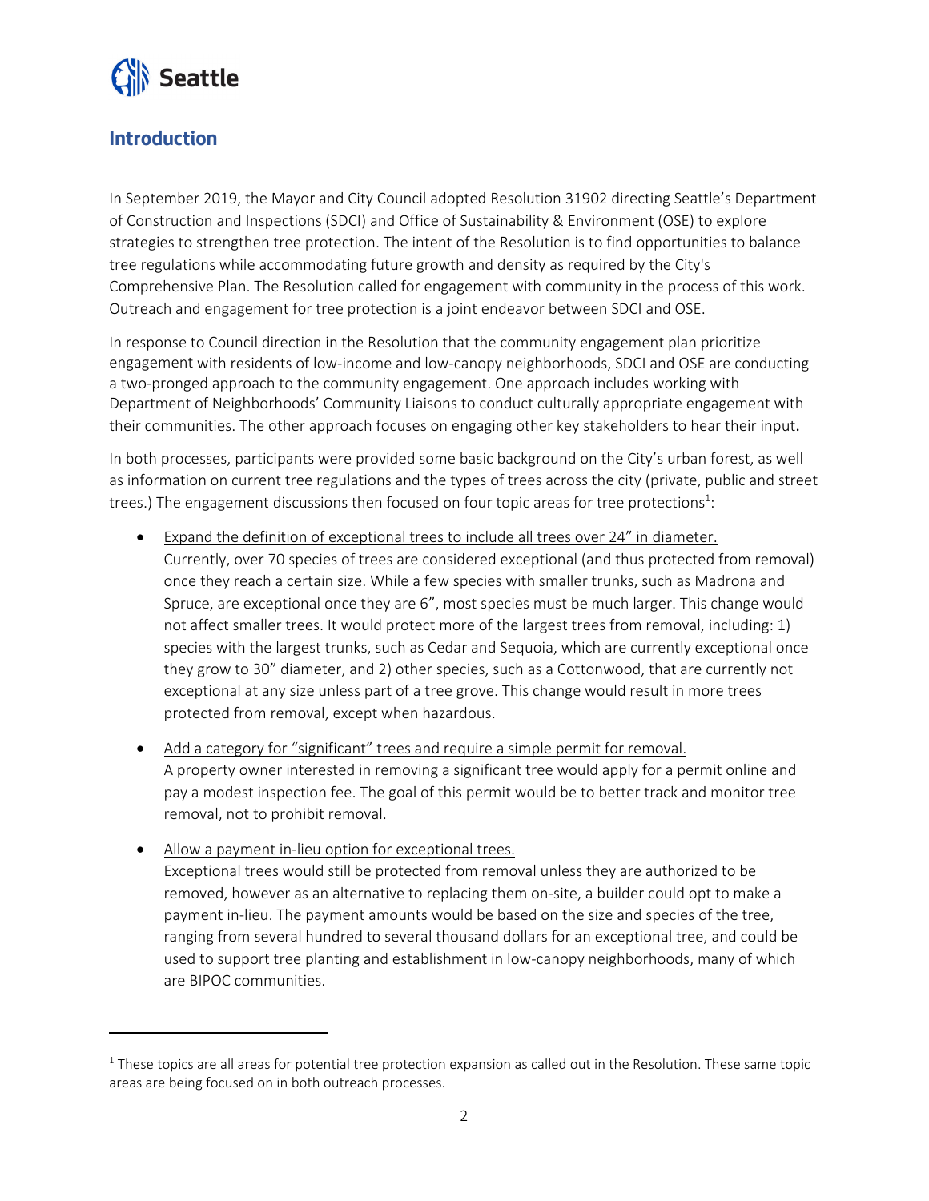## Introduction

In September 2019, the Mayor and City Council adopted Resolution 31902 directing Seattle's Department of Construction and Inspections (SDCI) and Office of Sustainability & Environment (OSE) to explore strategies to strengthen tree protection. The intent of the Resolution is to find opportunities to balance tree regulations while accommodating future growth and density as required by the City's Comprehensive Plan. The Resolution called for engagement with community in the process of this work. Outreach and engagement for tree protection is a joint endeavor between SDCI and OSE.

In response to Council direction in the Resolution that the community engagement plan prioritize engagement with residents of low-income and low-canopy neighborhoods, SDCI and OSE are conducting a two-pronged approach to the community engagement. One approach includes working with Department of Neighborhoods' Community Liaisons to conduct culturally appropriate engagement with their communities. The other approach focuses on engaging other key stakeholders to hear their input.

In both processes, participants were provided some basic background on the City's urban forest, as well as information on current tree regulations and the types of trees across the city (private, public and street trees.) The engagement discussions then focused on four topic areas for tree protections[1]:

- Expand the definition of exceptional trees to include all trees over 24" in diameter.
  Currently, over 70 species of trees are considered exceptional (and thus protected from removal) once they reach a certain size. While a few species with smaller trunks, such as Madrona and Spruce, are exceptional once they are 6", most species must be much larger. This change would not affect smaller trees. It would protect more of the largest trees from removal, including: 1) species with the largest trunks, such as Cedar and Sequoia, which are currently exceptional once they grow to 30" diameter, and 2) other species, such as a Cottonwood, that are currently not exceptional at any size unless part of a tree grove. This change would result in more trees protected from removal, except when hazardous.

- Add a category for "significant" trees and require a simple permit for removal.
  A property owner interested in removing a significant tree would apply for a permit online and pay a modest inspection fee. The goal of this permit would be to better track and monitor tree removal, not to prohibit removal.

- Allow a payment in-lieu option for exceptional trees.
  Exceptional trees would still be protected from removal unless they are authorized to be removed, however as an alternative to replacing them on-site, a builder could opt to make a payment in-lieu. The payment amounts would be based on the size and species of the tree, ranging from several hundred to several thousand dollars for an exceptional tree, and could be used to support tree planting and establishment in low-canopy neighborhoods, many of which are BIPOC communities.

[1] These topics are all areas for potential tree protection expansion as called out in the Resolution. These same topic areas are being focused on in both outreach processes.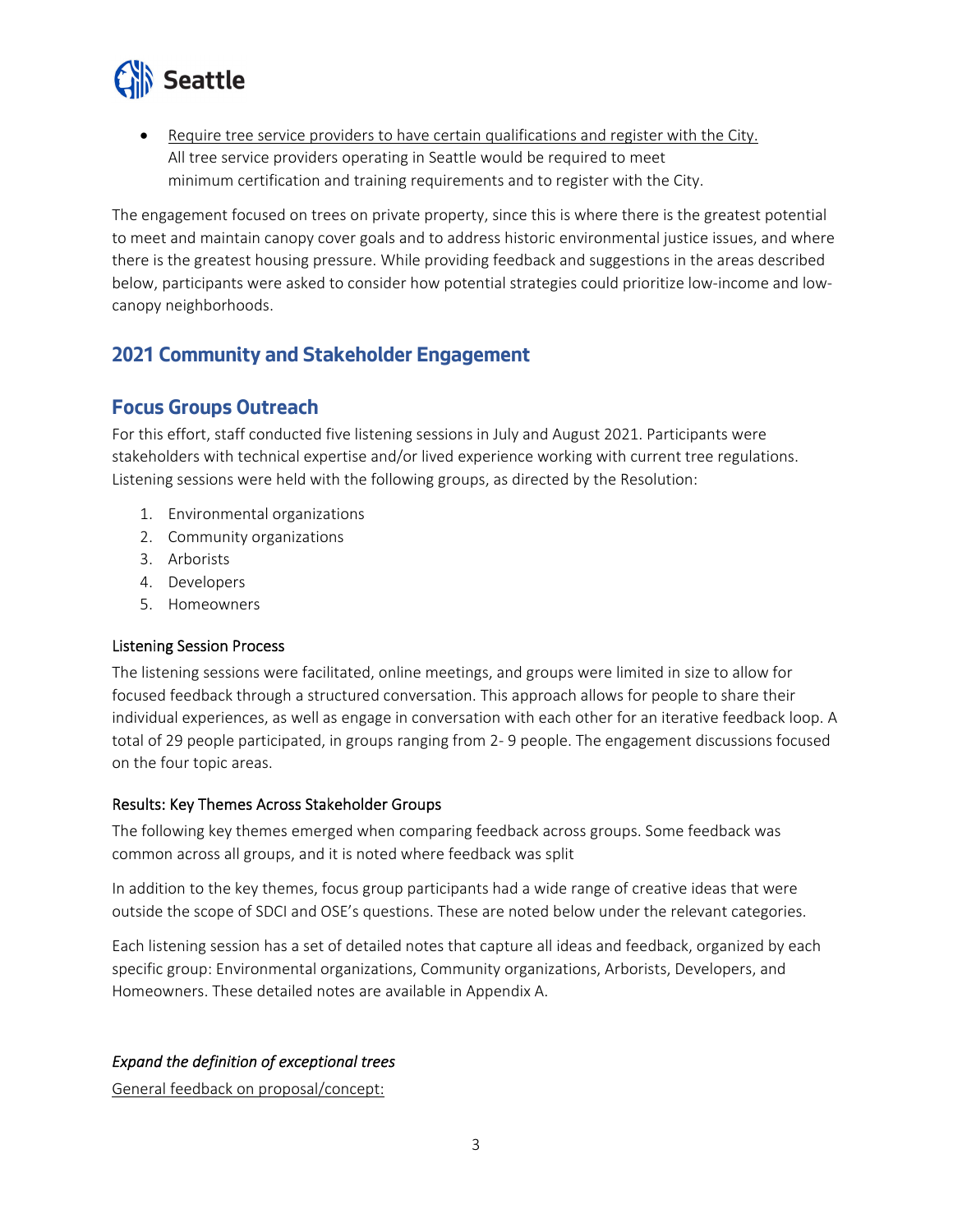- <u>Require tree service providers to have certain qualifications and register with the City.</u> All tree service providers operating in Seattle would be required to meet minimum certification and training requirements and to register with the City.

The engagement focused on trees on private property, since this is where there is the greatest potential to meet and maintain canopy cover goals and to address historic environmental justice issues, and where there is the greatest housing pressure. While providing feedback and suggestions in the areas described below, participants were asked to consider how potential strategies could prioritize low-income and low-canopy neighborhoods.

## 2021 Community and Stakeholder Engagement

## Focus Groups Outreach

For this effort, staff conducted five listening sessions in July and August 2021. Participants were stakeholders with technical expertise and/or lived experience working with current tree regulations. Listening sessions were held with the following groups, as directed by the Resolution:

1. Environmental organizations
2. Community organizations
3. Arborists
4. Developers
5. Homeowners

### Listening Session Process

The listening sessions were facilitated, online meetings, and groups were limited in size to allow for focused feedback through a structured conversation. This approach allows for people to share their individual experiences, as well as engage in conversation with each other for an iterative feedback loop. A total of 29 people participated, in groups ranging from 2- 9 people. The engagement discussions focused on the four topic areas.

### Results: Key Themes Across Stakeholder Groups

The following key themes emerged when comparing feedback across groups. Some feedback was common across all groups, and it is noted where feedback was split

In addition to the key themes, focus group participants had a wide range of creative ideas that were outside the scope of SDCI and OSE's questions. These are noted below under the relevant categories.

Each listening session has a set of detailed notes that capture all ideas and feedback, organized by each specific group: Environmental organizations, Community organizations, Arborists, Developers, and Homeowners. These detailed notes are available in Appendix A.

*Expand the definition of exceptional trees*

<u>General feedback on proposal/concept:</u>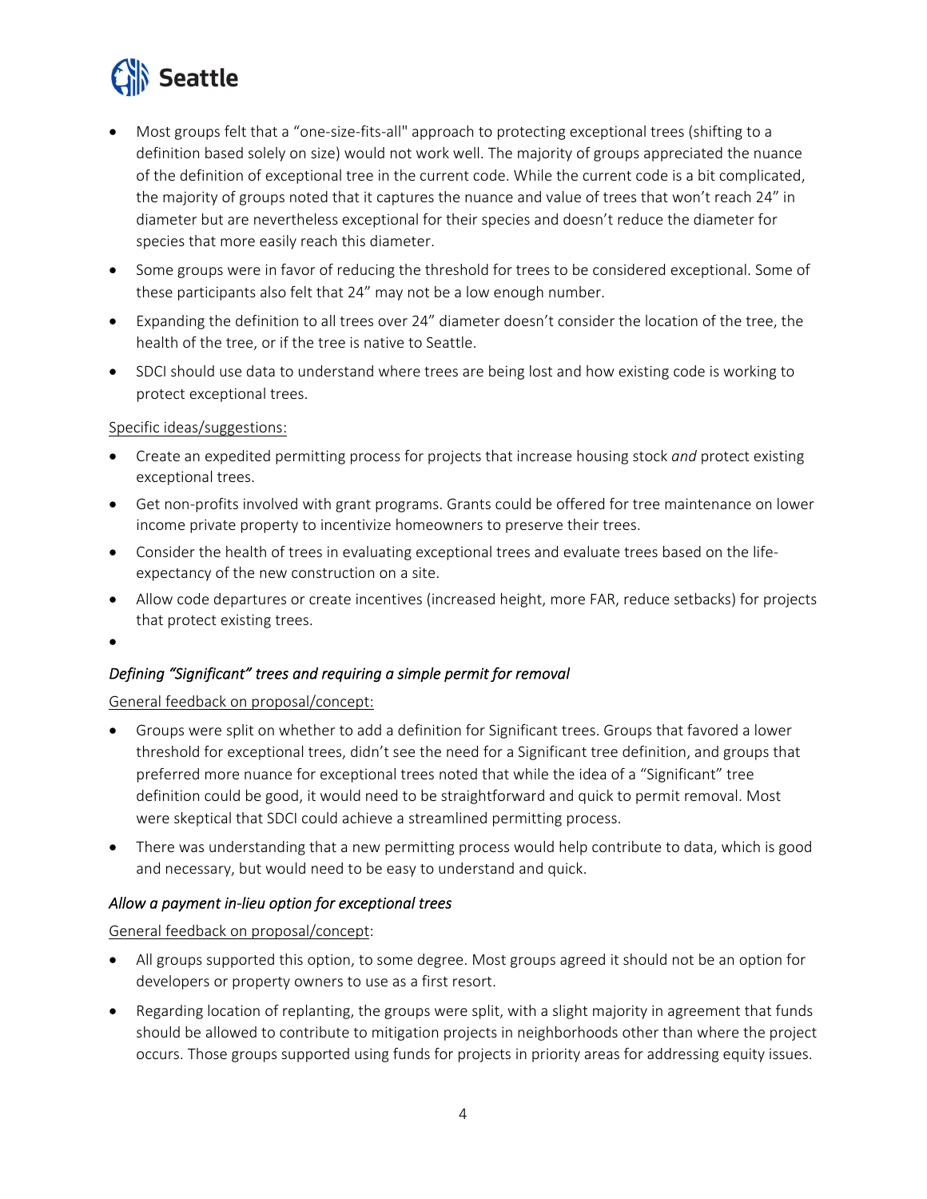- Most groups felt that a "one-size-fits-all" approach to protecting exceptional trees (shifting to a definition based solely on size) would not work well. The majority of groups appreciated the nuance of the definition of exceptional tree in the current code. While the current code is a bit complicated, the majority of groups noted that it captures the nuance and value of trees that won't reach 24" in diameter but are nevertheless exceptional for their species and doesn't reduce the diameter for species that more easily reach this diameter.
- Some groups were in favor of reducing the threshold for trees to be considered exceptional. Some of these participants also felt that 24" may not be a low enough number.
- Expanding the definition to all trees over 24" diameter doesn't consider the location of the tree, the health of the tree, or if the tree is native to Seattle.
- SDCI should use data to understand where trees are being lost and how existing code is working to protect exceptional trees.

Specific ideas/suggestions:

- Create an expedited permitting process for projects that increase housing stock *and* protect existing exceptional trees.
- Get non-profits involved with grant programs. Grants could be offered for tree maintenance on lower income private property to incentivize homeowners to preserve their trees.
- Consider the health of trees in evaluating exceptional trees and evaluate trees based on the life-expectancy of the new construction on a site.
- Allow code departures or create incentives (increased height, more FAR, reduce setbacks) for projects that protect existing trees.

*Defining "Significant" trees and requiring a simple permit for removal*

General feedback on proposal/concept:

- Groups were split on whether to add a definition for Significant trees. Groups that favored a lower threshold for exceptional trees, didn't see the need for a Significant tree definition, and groups that preferred more nuance for exceptional trees noted that while the idea of a "Significant" tree definition could be good, it would need to be straightforward and quick to permit removal. Most were skeptical that SDCI could achieve a streamlined permitting process.
- There was understanding that a new permitting process would help contribute to data, which is good and necessary, but would need to be easy to understand and quick.

*Allow a payment in-lieu option for exceptional trees*

General feedback on proposal/concept:

- All groups supported this option, to some degree. Most groups agreed it should not be an option for developers or property owners to use as a first resort.
- Regarding location of replanting, the groups were split, with a slight majority in agreement that funds should be allowed to contribute to mitigation projects in neighborhoods other than where the project occurs. Those groups supported using funds for projects in priority areas for addressing equity issues.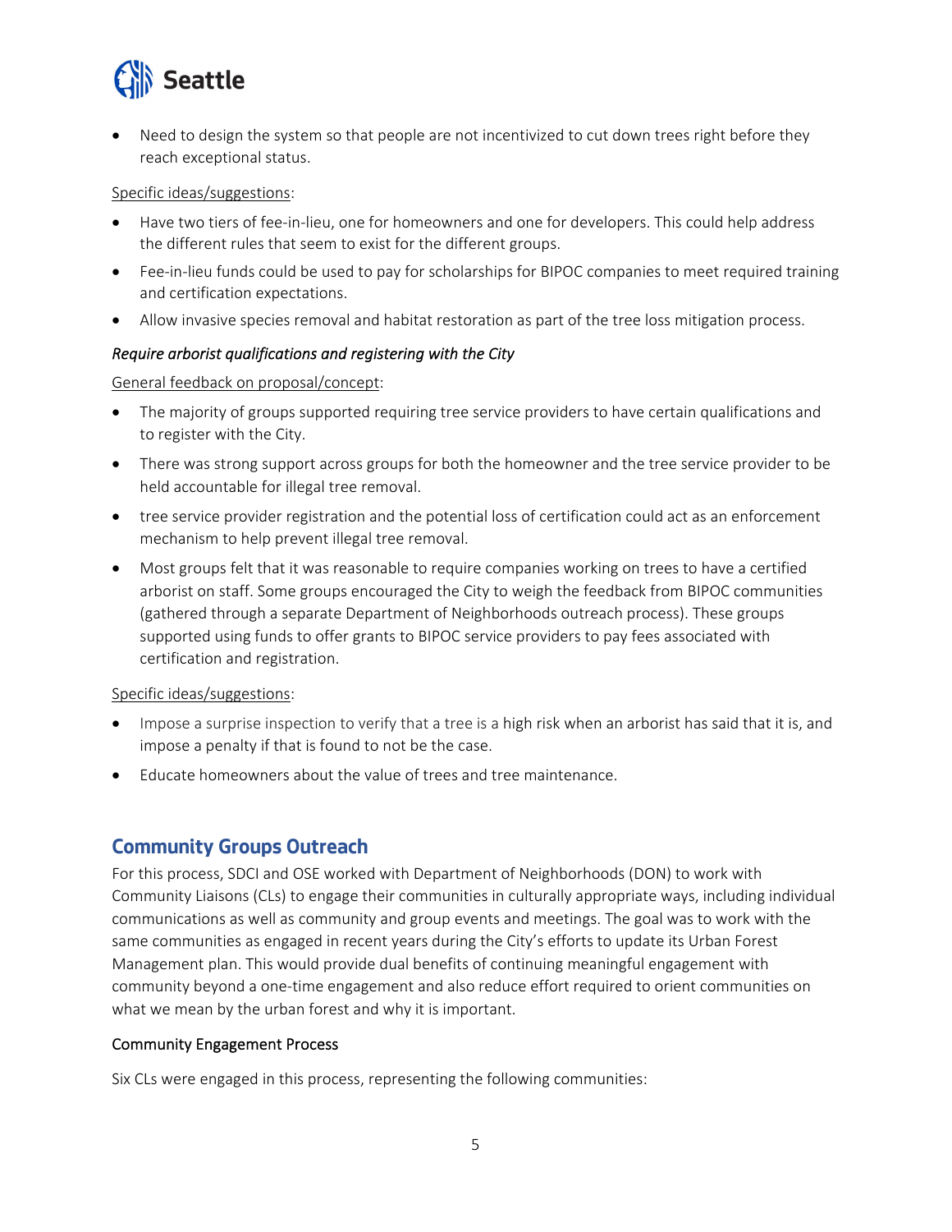- Need to design the system so that people are not incentivized to cut down trees right before they reach exceptional status.

Specific ideas/suggestions:

- Have two tiers of fee-in-lieu, one for homeowners and one for developers. This could help address the different rules that seem to exist for the different groups.
- Fee-in-lieu funds could be used to pay for scholarships for BIPOC companies to meet required training and certification expectations.
- Allow invasive species removal and habitat restoration as part of the tree loss mitigation process.

*Require arborist qualifications and registering with the City*

General feedback on proposal/concept:

- The majority of groups supported requiring tree service providers to have certain qualifications and to register with the City.
- There was strong support across groups for both the homeowner and the tree service provider to be held accountable for illegal tree removal.
- tree service provider registration and the potential loss of certification could act as an enforcement mechanism to help prevent illegal tree removal.
- Most groups felt that it was reasonable to require companies working on trees to have a certified arborist on staff. Some groups encouraged the City to weigh the feedback from BIPOC communities (gathered through a separate Department of Neighborhoods outreach process). These groups supported using funds to offer grants to BIPOC service providers to pay fees associated with certification and registration.

Specific ideas/suggestions:

- Impose a surprise inspection to verify that a tree is a high risk when an arborist has said that it is, and impose a penalty if that is found to not be the case.
- Educate homeowners about the value of trees and tree maintenance.

## Community Groups Outreach

For this process, SDCI and OSE worked with Department of Neighborhoods (DON) to work with Community Liaisons (CLs) to engage their communities in culturally appropriate ways, including individual communications as well as community and group events and meetings. The goal was to work with the same communities as engaged in recent years during the City's efforts to update its Urban Forest Management plan. This would provide dual benefits of continuing meaningful engagement with community beyond a one-time engagement and also reduce effort required to orient communities on what we mean by the urban forest and why it is important.

### Community Engagement Process

Six CLs were engaged in this process, representing the following communities: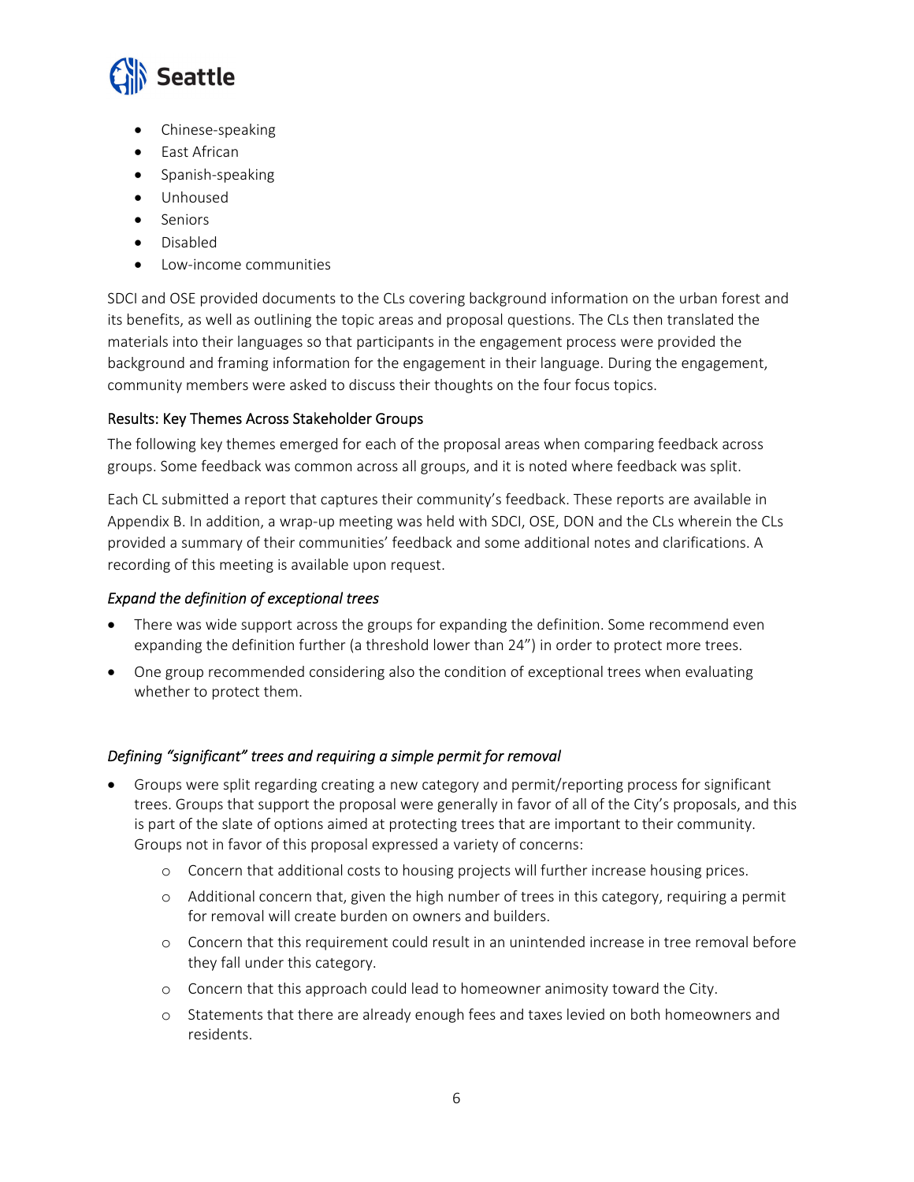- Chinese-speaking
- East African
- Spanish-speaking
- Unhoused
- Seniors
- Disabled
- Low-income communities

SDCI and OSE provided documents to the CLs covering background information on the urban forest and its benefits, as well as outlining the topic areas and proposal questions. The CLs then translated the materials into their languages so that participants in the engagement process were provided the background and framing information for the engagement in their language. During the engagement, community members were asked to discuss their thoughts on the four focus topics.

### Results: Key Themes Across Stakeholder Groups

The following key themes emerged for each of the proposal areas when comparing feedback across groups. Some feedback was common across all groups, and it is noted where feedback was split.

Each CL submitted a report that captures their community's feedback. These reports are available in Appendix B. In addition, a wrap-up meeting was held with SDCI, OSE, DON and the CLs wherein the CLs provided a summary of their communities' feedback and some additional notes and clarifications. A recording of this meeting is available upon request.

#### *Expand the definition of exceptional trees*

- There was wide support across the groups for expanding the definition. Some recommend even expanding the definition further (a threshold lower than 24") in order to protect more trees.
- One group recommended considering also the condition of exceptional trees when evaluating whether to protect them.

#### *Defining "significant" trees and requiring a simple permit for removal*

- Groups were split regarding creating a new category and permit/reporting process for significant trees. Groups that support the proposal were generally in favor of all of the City's proposals, and this is part of the slate of options aimed at protecting trees that are important to their community. Groups not in favor of this proposal expressed a variety of concerns:
    - Concern that additional costs to housing projects will further increase housing prices.
    - Additional concern that, given the high number of trees in this category, requiring a permit for removal will create burden on owners and builders.
    - Concern that this requirement could result in an unintended increase in tree removal before they fall under this category.
    - Concern that this approach could lead to homeowner animosity toward the City.
    - Statements that there are already enough fees and taxes levied on both homeowners and residents.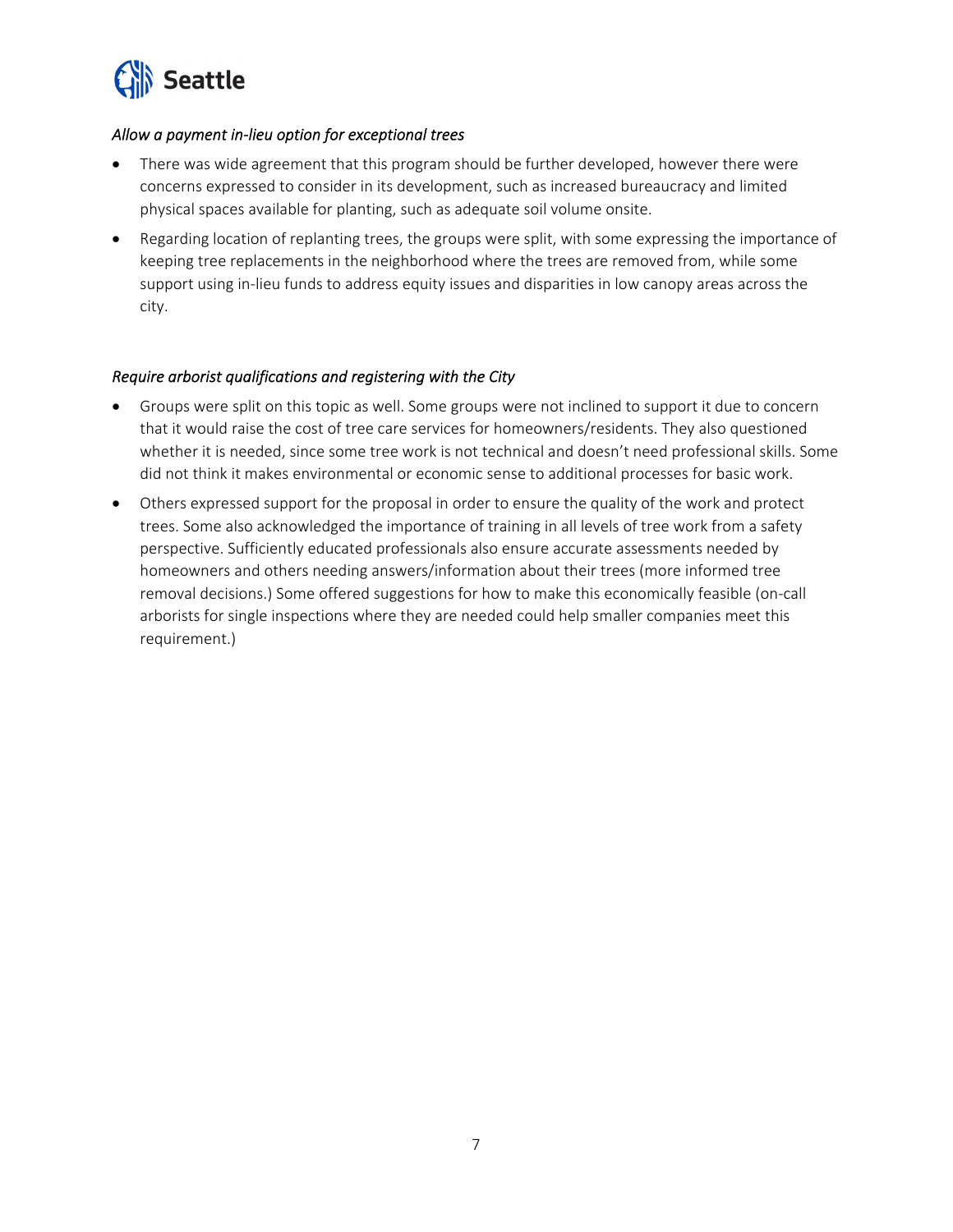*Allow a payment in-lieu option for exceptional trees*

- There was wide agreement that this program should be further developed, however there were concerns expressed to consider in its development, such as increased bureaucracy and limited physical spaces available for planting, such as adequate soil volume onsite.
- Regarding location of replanting trees, the groups were split, with some expressing the importance of keeping tree replacements in the neighborhood where the trees are removed from, while some support using in-lieu funds to address equity issues and disparities in low canopy areas across the city.

*Require arborist qualifications and registering with the City*

- Groups were split on this topic as well. Some groups were not inclined to support it due to concern that it would raise the cost of tree care services for homeowners/residents. They also questioned whether it is needed, since some tree work is not technical and doesn't need professional skills. Some did not think it makes environmental or economic sense to additional processes for basic work.
- Others expressed support for the proposal in order to ensure the quality of the work and protect trees. Some also acknowledged the importance of training in all levels of tree work from a safety perspective. Sufficiently educated professionals also ensure accurate assessments needed by homeowners and others needing answers/information about their trees (more informed tree removal decisions.) Some offered suggestions for how to make this economically feasible (on-call arborists for single inspections where they are needed could help smaller companies meet this requirement.)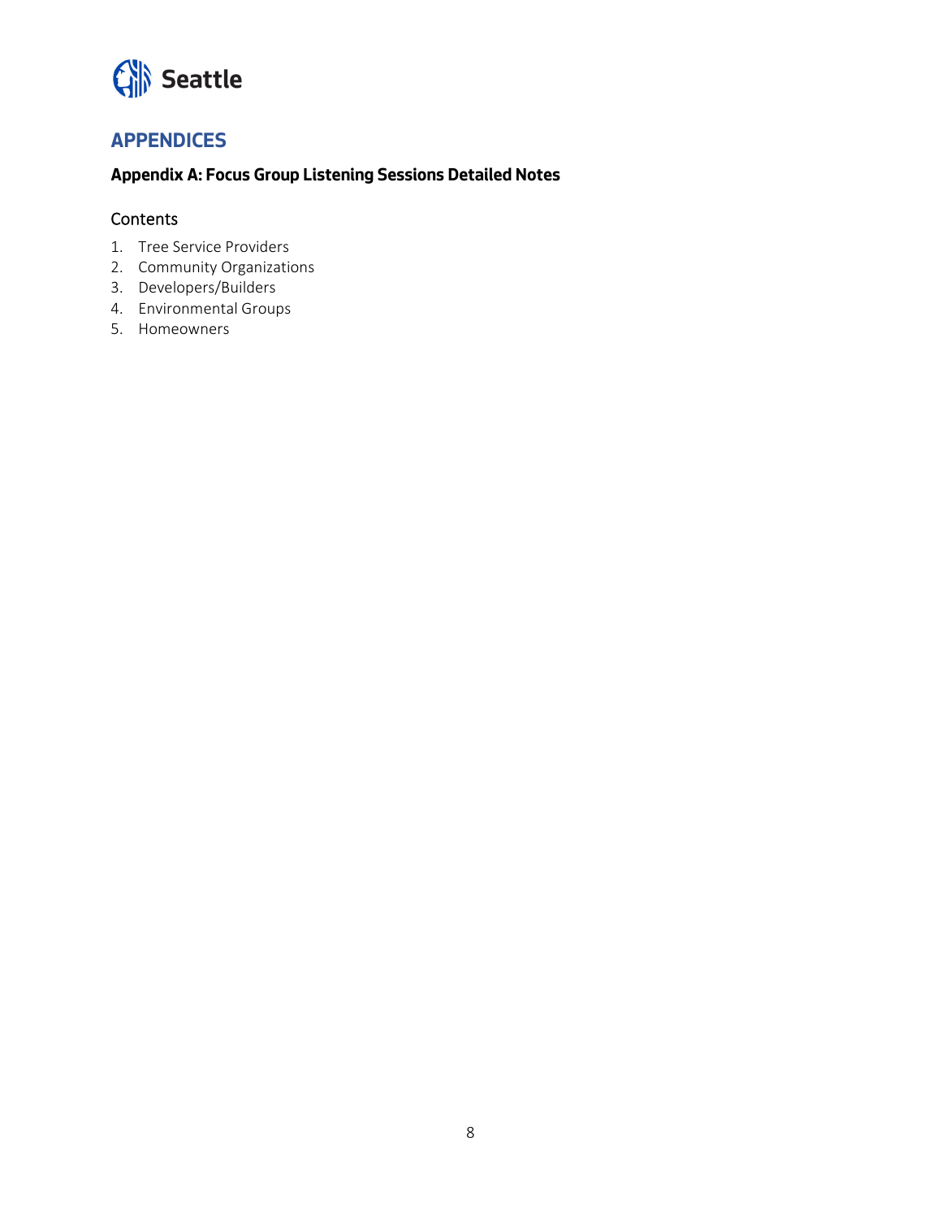# APPENDICES

## Appendix A: Focus Group Listening Sessions Detailed Notes

### Contents

1. Tree Service Providers
2. Community Organizations
3. Developers/Builders
4. Environmental Groups
5. Homeowners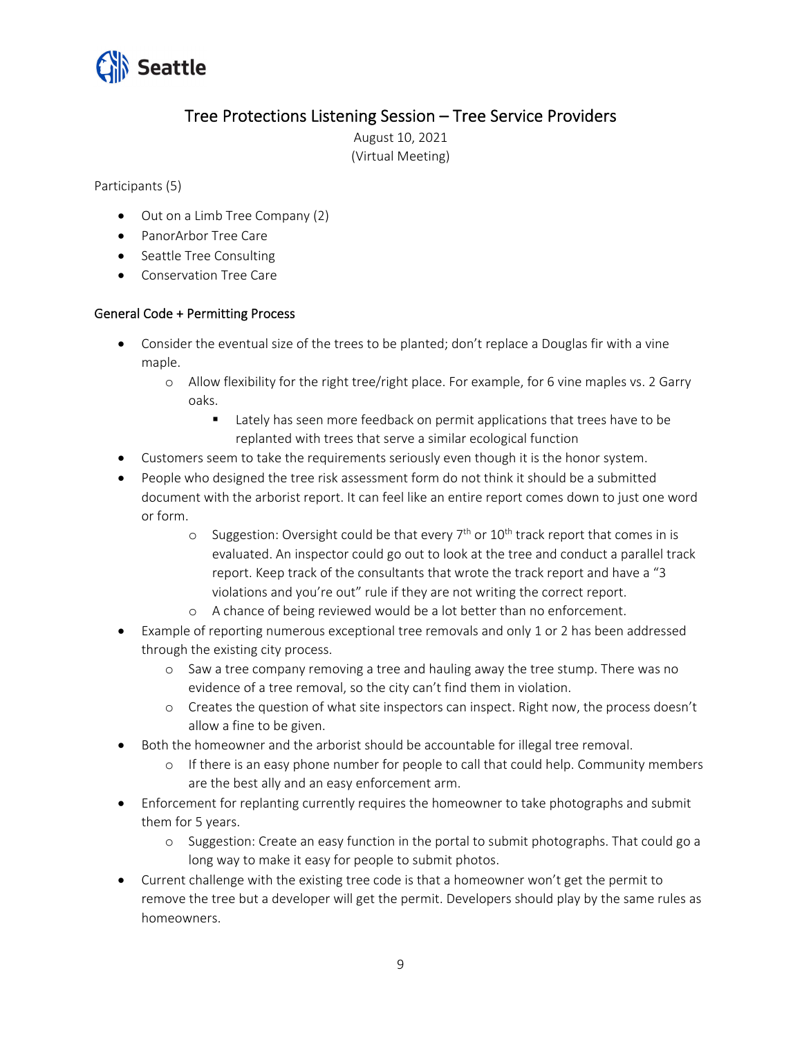# Tree Protections Listening Session – Tree Service Providers

August 10, 2021
(Virtual Meeting)

Participants (5)

- Out on a Limb Tree Company (2)
- PanorArbor Tree Care
- Seattle Tree Consulting
- Conservation Tree Care

## General Code + Permitting Process

- Consider the eventual size of the trees to be planted; don't replace a Douglas fir with a vine maple.
  - Allow flexibility for the right tree/right place. For example, for 6 vine maples vs. 2 Garry oaks.
    - Lately has seen more feedback on permit applications that trees have to be replanted with trees that serve a similar ecological function
- Customers seem to take the requirements seriously even though it is the honor system.
- People who designed the tree risk assessment form do not think it should be a submitted document with the arborist report. It can feel like an entire report comes down to just one word or form.
  - Suggestion: Oversight could be that every 7th or 10th track report that comes in is evaluated. An inspector could go out to look at the tree and conduct a parallel track report. Keep track of the consultants that wrote the track report and have a "3 violations and you're out" rule if they are not writing the correct report.
  - A chance of being reviewed would be a lot better than no enforcement.
- Example of reporting numerous exceptional tree removals and only 1 or 2 has been addressed through the existing city process.
  - Saw a tree company removing a tree and hauling away the tree stump. There was no evidence of a tree removal, so the city can't find them in violation.
  - Creates the question of what site inspectors can inspect. Right now, the process doesn't allow a fine to be given.
- Both the homeowner and the arborist should be accountable for illegal tree removal.
  - If there is an easy phone number for people to call that could help. Community members are the best ally and an easy enforcement arm.
- Enforcement for replanting currently requires the homeowner to take photographs and submit them for 5 years.
  - Suggestion: Create an easy function in the portal to submit photographs. That could go a long way to make it easy for people to submit photos.
- Current challenge with the existing tree code is that a homeowner won't get the permit to remove the tree but a developer will get the permit. Developers should play by the same rules as homeowners.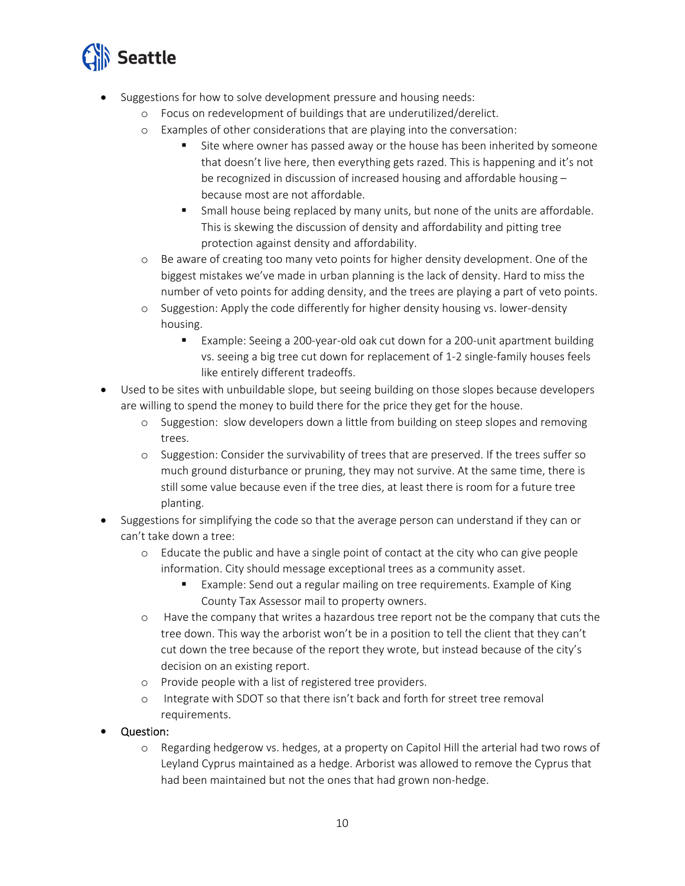- Suggestions for how to solve development pressure and housing needs:
  - Focus on redevelopment of buildings that are underutilized/derelict.
  - Examples of other considerations that are playing into the conversation:
    - Site where owner has passed away or the house has been inherited by someone that doesn't live here, then everything gets razed. This is happening and it's not be recognized in discussion of increased housing and affordable housing – because most are not affordable.
    - Small house being replaced by many units, but none of the units are affordable. This is skewing the discussion of density and affordability and pitting tree protection against density and affordability.
  - Be aware of creating too many veto points for higher density development. One of the biggest mistakes we've made in urban planning is the lack of density. Hard to miss the number of veto points for adding density, and the trees are playing a part of veto points.
  - Suggestion: Apply the code differently for higher density housing vs. lower-density housing.
    - Example: Seeing a 200-year-old oak cut down for a 200-unit apartment building vs. seeing a big tree cut down for replacement of 1-2 single-family houses feels like entirely different tradeoffs.
- Used to be sites with unbuildable slope, but seeing building on those slopes because developers are willing to spend the money to build there for the price they get for the house.
  - Suggestion: slow developers down a little from building on steep slopes and removing trees.
  - Suggestion: Consider the survivability of trees that are preserved. If the trees suffer so much ground disturbance or pruning, they may not survive. At the same time, there is still some value because even if the tree dies, at least there is room for a future tree planting.
- Suggestions for simplifying the code so that the average person can understand if they can or can't take down a tree:
  - Educate the public and have a single point of contact at the city who can give people information. City should message exceptional trees as a community asset.
    - Example: Send out a regular mailing on tree requirements. Example of King County Tax Assessor mail to property owners.
  - Have the company that writes a hazardous tree report not be the company that cuts the tree down. This way the arborist won't be in a position to tell the client that they can't cut down the tree because of the report they wrote, but instead because of the city's decision on an existing report.
  - Provide people with a list of registered tree providers.
  - Integrate with SDOT so that there isn't back and forth for street tree removal requirements.
- Question:
  - Regarding hedgerow vs. hedges, at a property on Capitol Hill the arterial had two rows of Leyland Cyprus maintained as a hedge. Arborist was allowed to remove the Cyprus that had been maintained but not the ones that had grown non-hedge.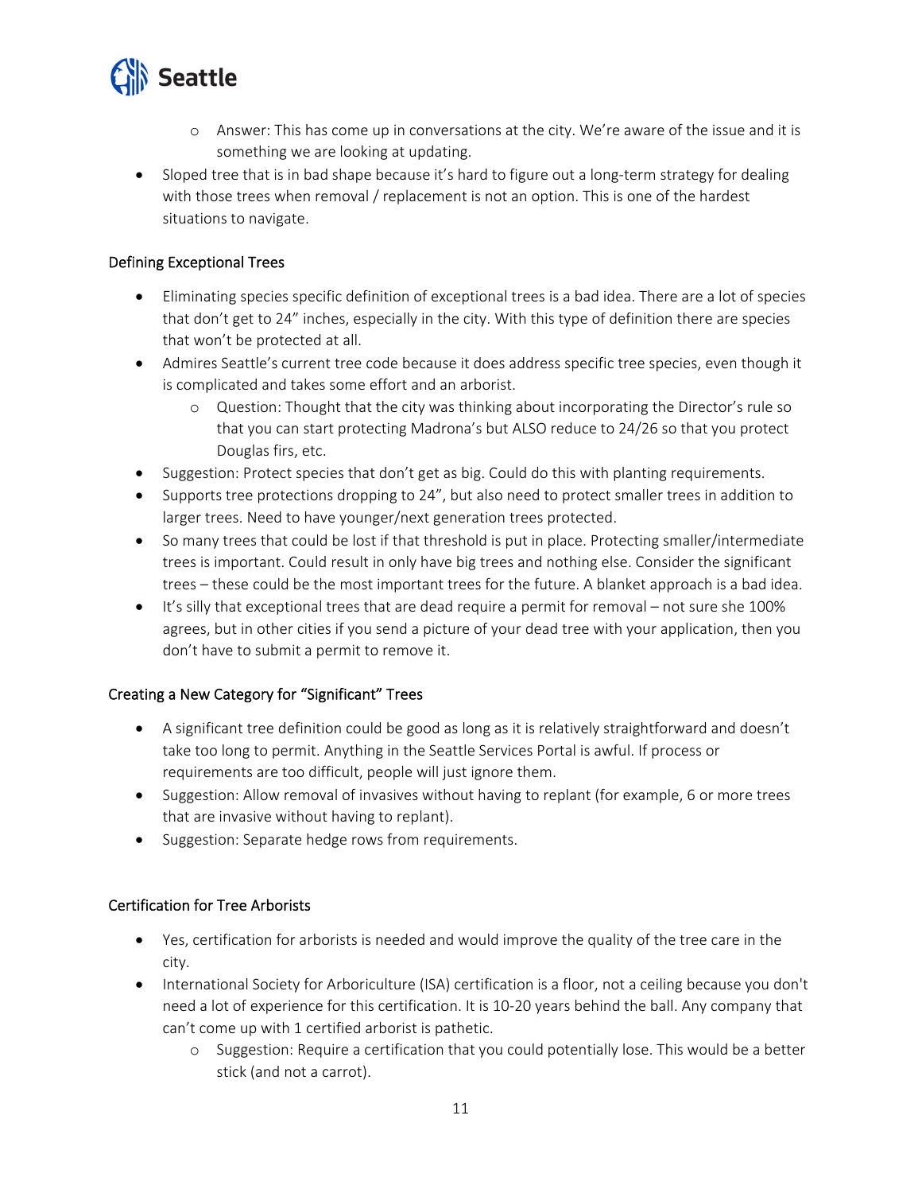- Answer: This has come up in conversations at the city. We're aware of the issue and it is something we are looking at updating.
- Sloped tree that is in bad shape because it's hard to figure out a long-term strategy for dealing with those trees when removal / replacement is not an option. This is one of the hardest situations to navigate.

### Defining Exceptional Trees

- Eliminating species specific definition of exceptional trees is a bad idea. There are a lot of species that don't get to 24" inches, especially in the city. With this type of definition there are species that won't be protected at all.
- Admires Seattle's current tree code because it does address specific tree species, even though it is complicated and takes some effort and an arborist.
  - Question: Thought that the city was thinking about incorporating the Director's rule so that you can start protecting Madrona's but ALSO reduce to 24/26 so that you protect Douglas firs, etc.
- Suggestion: Protect species that don't get as big. Could do this with planting requirements.
- Supports tree protections dropping to 24", but also need to protect smaller trees in addition to larger trees. Need to have younger/next generation trees protected.
- So many trees that could be lost if that threshold is put in place. Protecting smaller/intermediate trees is important. Could result in only have big trees and nothing else. Consider the significant trees – these could be the most important trees for the future. A blanket approach is a bad idea.
- It's silly that exceptional trees that are dead require a permit for removal – not sure she 100% agrees, but in other cities if you send a picture of your dead tree with your application, then you don't have to submit a permit to remove it.

### Creating a New Category for "Significant" Trees

- A significant tree definition could be good as long as it is relatively straightforward and doesn't take too long to permit. Anything in the Seattle Services Portal is awful. If process or requirements are too difficult, people will just ignore them.
- Suggestion: Allow removal of invasives without having to replant (for example, 6 or more trees that are invasive without having to replant).
- Suggestion: Separate hedge rows from requirements.

### Certification for Tree Arborists

- Yes, certification for arborists is needed and would improve the quality of the tree care in the city.
- International Society for Arboriculture (ISA) certification is a floor, not a ceiling because you don't need a lot of experience for this certification. It is 10-20 years behind the ball. Any company that can't come up with 1 certified arborist is pathetic.
  - Suggestion: Require a certification that you could potentially lose. This would be a better stick (and not a carrot).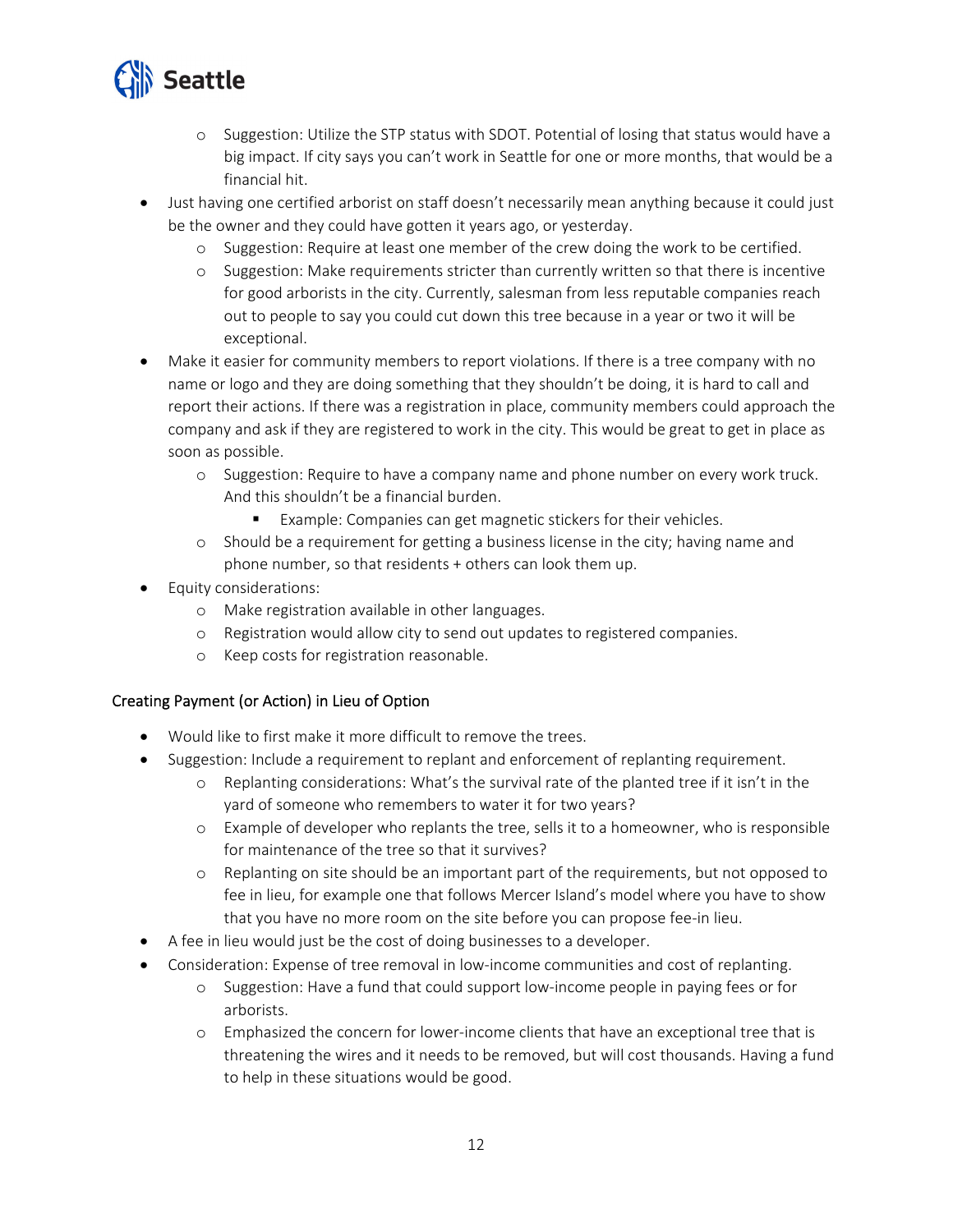- Suggestion: Utilize the STP status with SDOT. Potential of losing that status would have a big impact. If city says you can't work in Seattle for one or more months, that would be a financial hit.
- Just having one certified arborist on staff doesn't necessarily mean anything because it could just be the owner and they could have gotten it years ago, or yesterday.
  - Suggestion: Require at least one member of the crew doing the work to be certified.
  - Suggestion: Make requirements stricter than currently written so that there is incentive for good arborists in the city. Currently, salesman from less reputable companies reach out to people to say you could cut down this tree because in a year or two it will be exceptional.
- Make it easier for community members to report violations. If there is a tree company with no name or logo and they are doing something that they shouldn't be doing, it is hard to call and report their actions. If there was a registration in place, community members could approach the company and ask if they are registered to work in the city. This would be great to get in place as soon as possible.
  - Suggestion: Require to have a company name and phone number on every work truck. And this shouldn't be a financial burden.
    - Example: Companies can get magnetic stickers for their vehicles.
  - Should be a requirement for getting a business license in the city; having name and phone number, so that residents + others can look them up.
- Equity considerations:
  - Make registration available in other languages.
  - Registration would allow city to send out updates to registered companies.
  - Keep costs for registration reasonable.

### Creating Payment (or Action) in Lieu of Option

- Would like to first make it more difficult to remove the trees.
- Suggestion: Include a requirement to replant and enforcement of replanting requirement.
  - Replanting considerations: What's the survival rate of the planted tree if it isn't in the yard of someone who remembers to water it for two years?
  - Example of developer who replants the tree, sells it to a homeowner, who is responsible for maintenance of the tree so that it survives?
  - Replanting on site should be an important part of the requirements, but not opposed to fee in lieu, for example one that follows Mercer Island's model where you have to show that you have no more room on the site before you can propose fee-in lieu.
- A fee in lieu would just be the cost of doing businesses to a developer.
- Consideration: Expense of tree removal in low-income communities and cost of replanting.
  - Suggestion: Have a fund that could support low-income people in paying fees or for arborists.
  - Emphasized the concern for lower-income clients that have an exceptional tree that is threatening the wires and it needs to be removed, but will cost thousands. Having a fund to help in these situations would be good.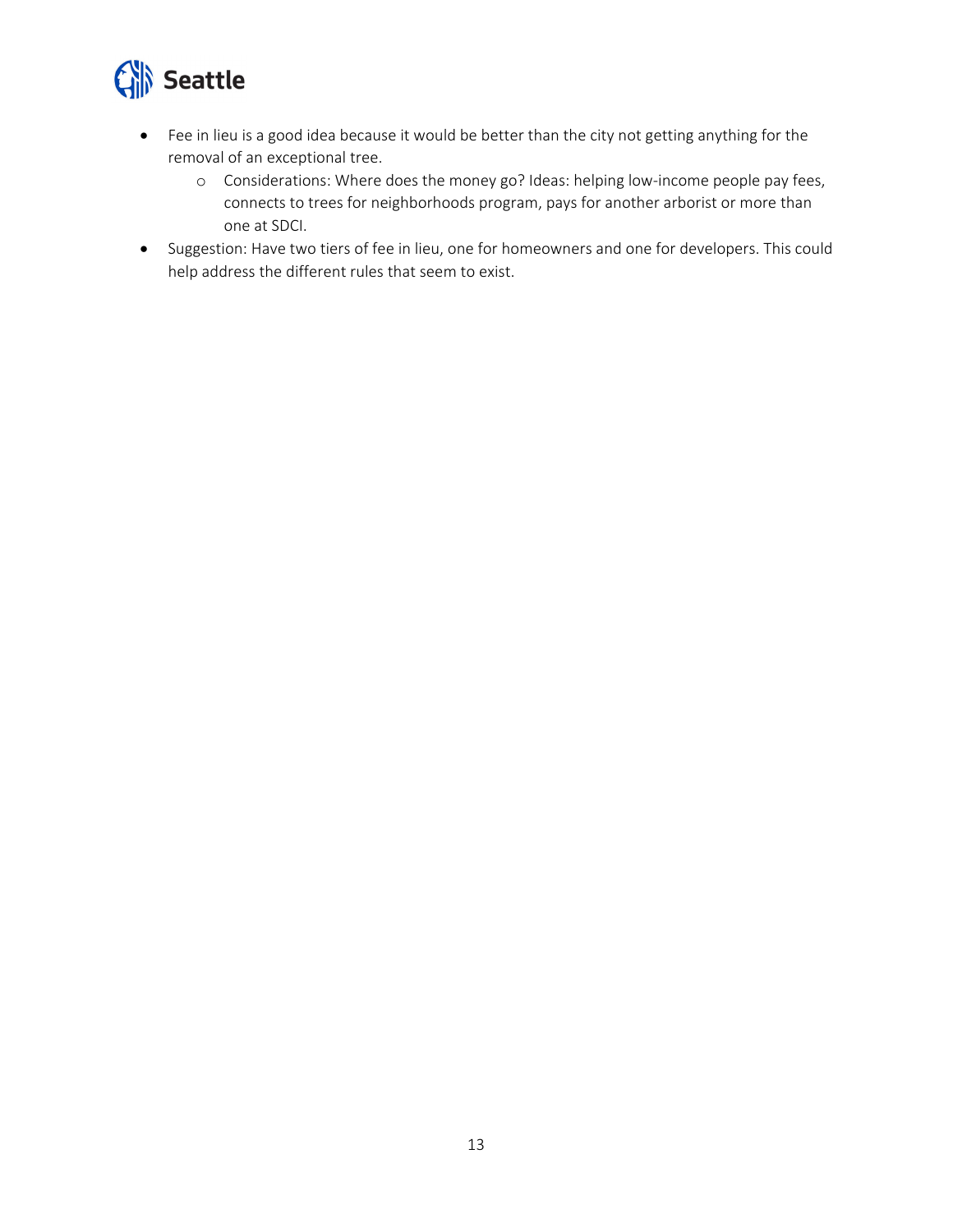- Fee in lieu is a good idea because it would be better than the city not getting anything for the removal of an exceptional tree.
    - Considerations: Where does the money go? Ideas: helping low-income people pay fees, connects to trees for neighborhoods program, pays for another arborist or more than one at SDCI.
- Suggestion: Have two tiers of fee in lieu, one for homeowners and one for developers. This could help address the different rules that seem to exist.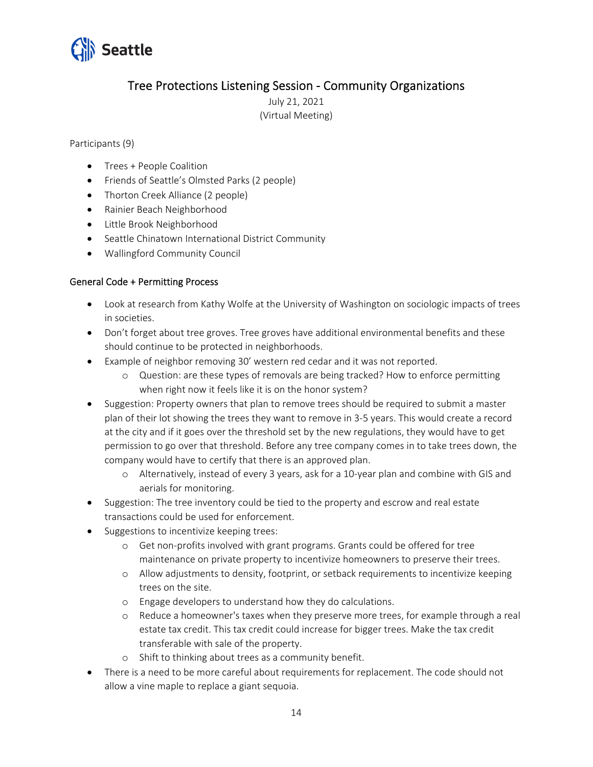# Tree Protections Listening Session - Community Organizations

July 21, 2021
(Virtual Meeting)

Participants (9)

- Trees + People Coalition
- Friends of Seattle's Olmsted Parks (2 people)
- Thorton Creek Alliance (2 people)
- Rainier Beach Neighborhood
- Little Brook Neighborhood
- Seattle Chinatown International District Community
- Wallingford Community Council

## General Code + Permitting Process

- Look at research from Kathy Wolfe at the University of Washington on sociologic impacts of trees in societies.
- Don't forget about tree groves. Tree groves have additional environmental benefits and these should continue to be protected in neighborhoods.
- Example of neighbor removing 30' western red cedar and it was not reported.
  - Question: are these types of removals are being tracked? How to enforce permitting when right now it feels like it is on the honor system?
- Suggestion: Property owners that plan to remove trees should be required to submit a master plan of their lot showing the trees they want to remove in 3-5 years. This would create a record at the city and if it goes over the threshold set by the new regulations, they would have to get permission to go over that threshold. Before any tree company comes in to take trees down, the company would have to certify that there is an approved plan.
  - Alternatively, instead of every 3 years, ask for a 10-year plan and combine with GIS and aerials for monitoring.
- Suggestion: The tree inventory could be tied to the property and escrow and real estate transactions could be used for enforcement.
- Suggestions to incentivize keeping trees:
  - Get non-profits involved with grant programs. Grants could be offered for tree maintenance on private property to incentivize homeowners to preserve their trees.
  - Allow adjustments to density, footprint, or setback requirements to incentivize keeping trees on the site.
  - Engage developers to understand how they do calculations.
  - Reduce a homeowner's taxes when they preserve more trees, for example through a real estate tax credit. This tax credit could increase for bigger trees. Make the tax credit transferable with sale of the property.
  - Shift to thinking about trees as a community benefit.
- There is a need to be more careful about requirements for replacement. The code should not allow a vine maple to replace a giant sequoia.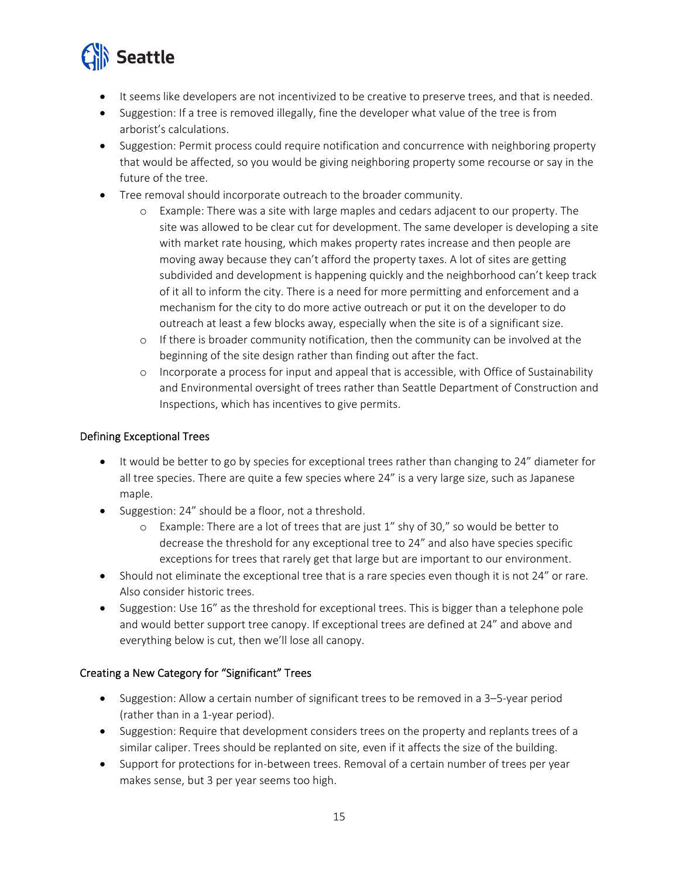- It seems like developers are not incentivized to be creative to preserve trees, and that is needed.
- Suggestion: If a tree is removed illegally, fine the developer what value of the tree is from arborist's calculations.
- Suggestion: Permit process could require notification and concurrence with neighboring property that would be affected, so you would be giving neighboring property some recourse or say in the future of the tree.
- Tree removal should incorporate outreach to the broader community.
    - Example: There was a site with large maples and cedars adjacent to our property. The site was allowed to be clear cut for development. The same developer is developing a site with market rate housing, which makes property rates increase and then people are moving away because they can't afford the property taxes. A lot of sites are getting subdivided and development is happening quickly and the neighborhood can't keep track of it all to inform the city. There is a need for more permitting and enforcement and a mechanism for the city to do more active outreach or put it on the developer to do outreach at least a few blocks away, especially when the site is of a significant size.
    - If there is broader community notification, then the community can be involved at the beginning of the site design rather than finding out after the fact.
    - Incorporate a process for input and appeal that is accessible, with Office of Sustainability and Environmental oversight of trees rather than Seattle Department of Construction and Inspections, which has incentives to give permits.

### Defining Exceptional Trees

- It would be better to go by species for exceptional trees rather than changing to 24" diameter for all tree species. There are quite a few species where 24" is a very large size, such as Japanese maple.
- Suggestion: 24" should be a floor, not a threshold.
    - Example: There are a lot of trees that are just 1" shy of 30," so would be better to decrease the threshold for any exceptional tree to 24" and also have species specific exceptions for trees that rarely get that large but are important to our environment.
- Should not eliminate the exceptional tree that is a rare species even though it is not 24" or rare. Also consider historic trees.
- Suggestion: Use 16" as the threshold for exceptional trees. This is bigger than a telephone pole and would better support tree canopy. If exceptional trees are defined at 24" and above and everything below is cut, then we'll lose all canopy.

### Creating a New Category for "Significant" Trees

- Suggestion: Allow a certain number of significant trees to be removed in a 3–5-year period (rather than in a 1-year period).
- Suggestion: Require that development considers trees on the property and replants trees of a similar caliper. Trees should be replanted on site, even if it affects the size of the building.
- Support for protections for in-between trees. Removal of a certain number of trees per year makes sense, but 3 per year seems too high.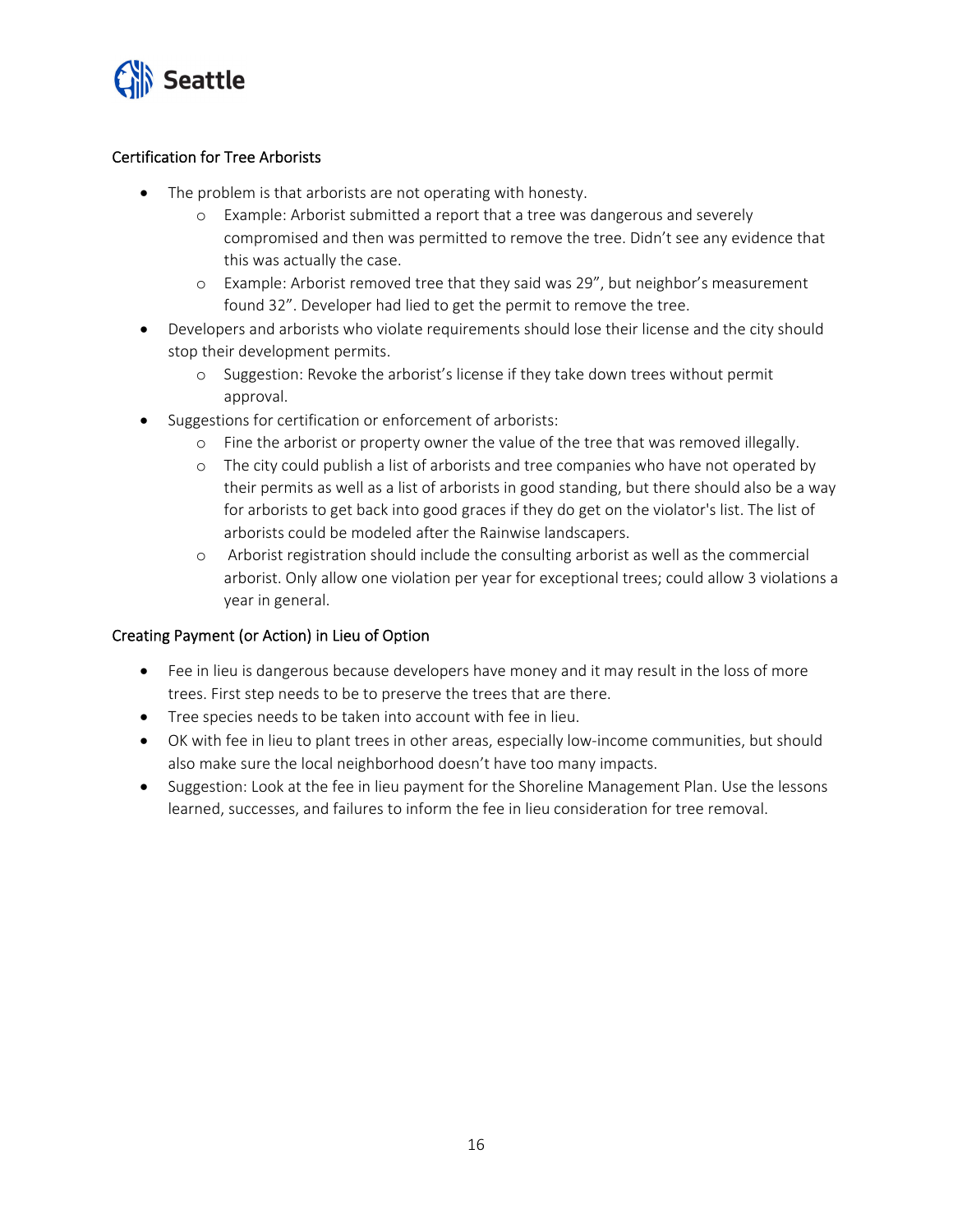### Certification for Tree Arborists

- The problem is that arborists are not operating with honesty.
  - Example: Arborist submitted a report that a tree was dangerous and severely compromised and then was permitted to remove the tree. Didn't see any evidence that this was actually the case.
  - Example: Arborist removed tree that they said was 29", but neighbor's measurement found 32". Developer had lied to get the permit to remove the tree.
- Developers and arborists who violate requirements should lose their license and the city should stop their development permits.
  - Suggestion: Revoke the arborist's license if they take down trees without permit approval.
- Suggestions for certification or enforcement of arborists:
  - Fine the arborist or property owner the value of the tree that was removed illegally.
  - The city could publish a list of arborists and tree companies who have not operated by their permits as well as a list of arborists in good standing, but there should also be a way for arborists to get back into good graces if they do get on the violator's list. The list of arborists could be modeled after the Rainwise landscapers.
  - Arborist registration should include the consulting arborist as well as the commercial arborist. Only allow one violation per year for exceptional trees; could allow 3 violations a year in general.

### Creating Payment (or Action) in Lieu of Option

- Fee in lieu is dangerous because developers have money and it may result in the loss of more trees. First step needs to be to preserve the trees that are there.
- Tree species needs to be taken into account with fee in lieu.
- OK with fee in lieu to plant trees in other areas, especially low-income communities, but should also make sure the local neighborhood doesn't have too many impacts.
- Suggestion: Look at the fee in lieu payment for the Shoreline Management Plan. Use the lessons learned, successes, and failures to inform the fee in lieu consideration for tree removal.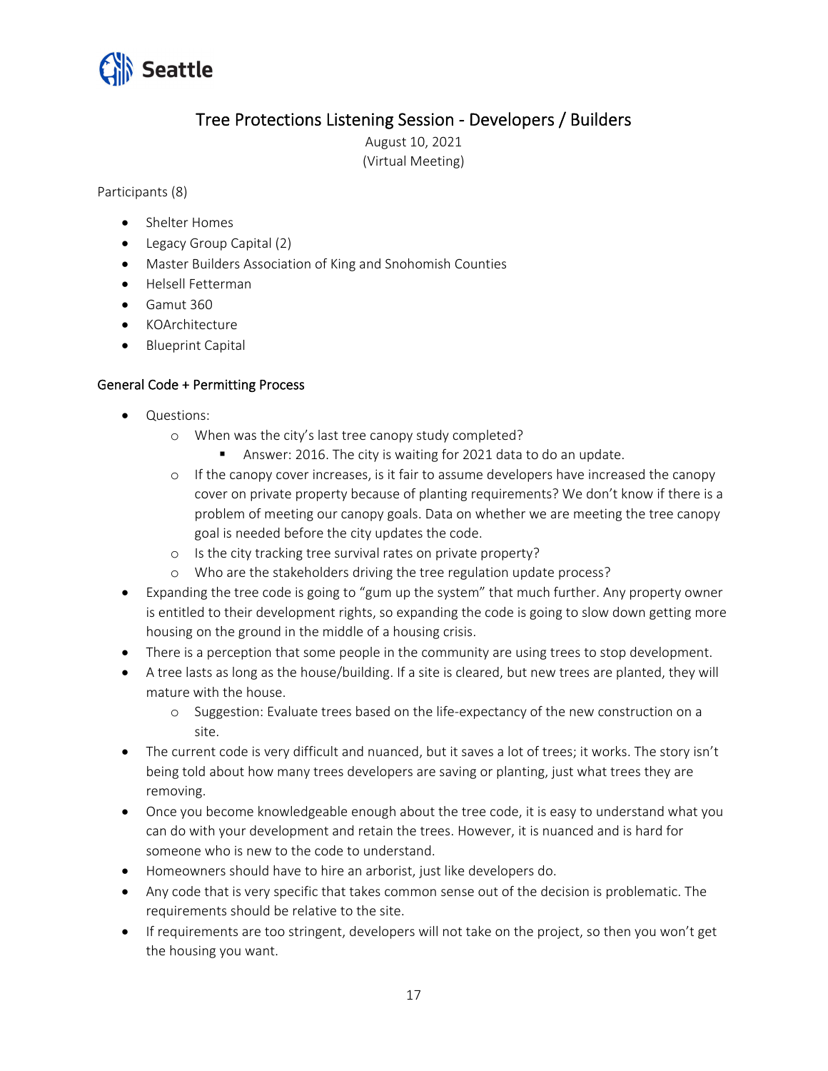## Tree Protections Listening Session - Developers / Builders

August 10, 2021
(Virtual Meeting)

Participants (8)

- Shelter Homes
- Legacy Group Capital (2)
- Master Builders Association of King and Snohomish Counties
- Helsell Fetterman
- Gamut 360
- KOArchitecture
- Blueprint Capital

### General Code + Permitting Process

- Questions:
  - When was the city's last tree canopy study completed?
    - Answer: 2016. The city is waiting for 2021 data to do an update.
  - If the canopy cover increases, is it fair to assume developers have increased the canopy cover on private property because of planting requirements? We don't know if there is a problem of meeting our canopy goals. Data on whether we are meeting the tree canopy goal is needed before the city updates the code.
  - Is the city tracking tree survival rates on private property?
  - Who are the stakeholders driving the tree regulation update process?
- Expanding the tree code is going to "gum up the system" that much further. Any property owner is entitled to their development rights, so expanding the code is going to slow down getting more housing on the ground in the middle of a housing crisis.
- There is a perception that some people in the community are using trees to stop development.
- A tree lasts as long as the house/building. If a site is cleared, but new trees are planted, they will mature with the house.
  - Suggestion: Evaluate trees based on the life-expectancy of the new construction on a site.
- The current code is very difficult and nuanced, but it saves a lot of trees; it works. The story isn't being told about how many trees developers are saving or planting, just what trees they are removing.
- Once you become knowledgeable enough about the tree code, it is easy to understand what you can do with your development and retain the trees. However, it is nuanced and is hard for someone who is new to the code to understand.
- Homeowners should have to hire an arborist, just like developers do.
- Any code that is very specific that takes common sense out of the decision is problematic. The requirements should be relative to the site.
- If requirements are too stringent, developers will not take on the project, so then you won't get the housing you want.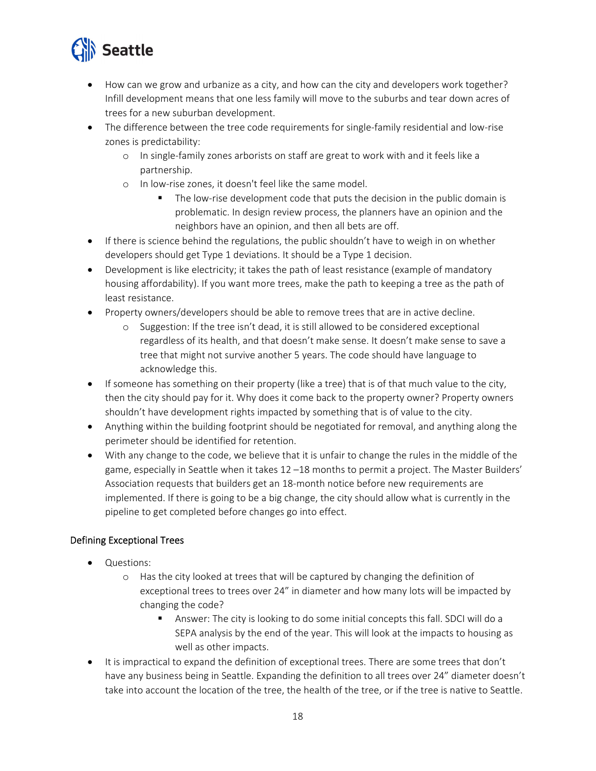- How can we grow and urbanize as a city, and how can the city and developers work together? Infill development means that one less family will move to the suburbs and tear down acres of trees for a new suburban development.
- The difference between the tree code requirements for single-family residential and low-rise zones is predictability:
  - In single-family zones arborists on staff are great to work with and it feels like a partnership.
  - In low-rise zones, it doesn't feel like the same model.
    - The low-rise development code that puts the decision in the public domain is problematic. In design review process, the planners have an opinion and the neighbors have an opinion, and then all bets are off.
- If there is science behind the regulations, the public shouldn't have to weigh in on whether developers should get Type 1 deviations. It should be a Type 1 decision.
- Development is like electricity; it takes the path of least resistance (example of mandatory housing affordability). If you want more trees, make the path to keeping a tree as the path of least resistance.
- Property owners/developers should be able to remove trees that are in active decline.
  - Suggestion: If the tree isn't dead, it is still allowed to be considered exceptional regardless of its health, and that doesn't make sense. It doesn't make sense to save a tree that might not survive another 5 years. The code should have language to acknowledge this.
- If someone has something on their property (like a tree) that is of that much value to the city, then the city should pay for it. Why does it come back to the property owner? Property owners shouldn't have development rights impacted by something that is of value to the city.
- Anything within the building footprint should be negotiated for removal, and anything along the perimeter should be identified for retention.
- With any change to the code, we believe that it is unfair to change the rules in the middle of the game, especially in Seattle when it takes 12 –18 months to permit a project. The Master Builders' Association requests that builders get an 18-month notice before new requirements are implemented. If there is going to be a big change, the city should allow what is currently in the pipeline to get completed before changes go into effect.

## Defining Exceptional Trees

- Questions:
  - Has the city looked at trees that will be captured by changing the definition of exceptional trees to trees over 24" in diameter and how many lots will be impacted by changing the code?
    - Answer: The city is looking to do some initial concepts this fall. SDCI will do a SEPA analysis by the end of the year. This will look at the impacts to housing as well as other impacts.
- It is impractical to expand the definition of exceptional trees. There are some trees that don't have any business being in Seattle. Expanding the definition to all trees over 24" diameter doesn't take into account the location of the tree, the health of the tree, or if the tree is native to Seattle.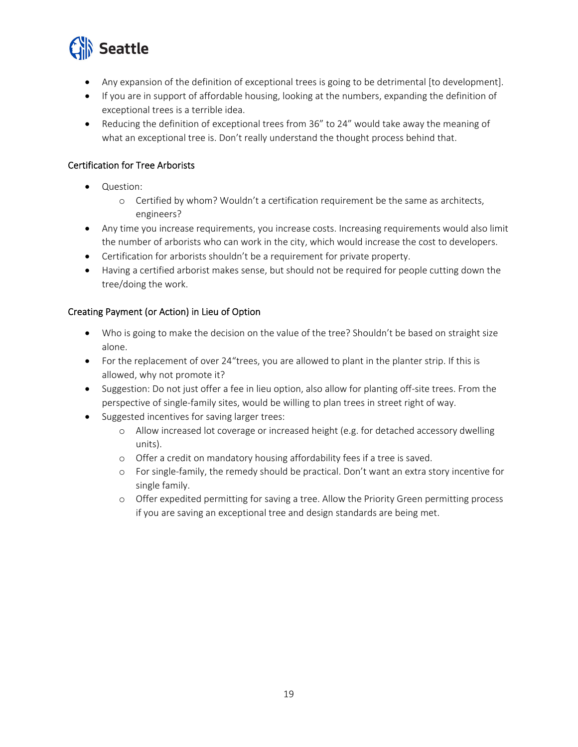- Any expansion of the definition of exceptional trees is going to be detrimental [to development].
- If you are in support of affordable housing, looking at the numbers, expanding the definition of exceptional trees is a terrible idea.
- Reducing the definition of exceptional trees from 36" to 24" would take away the meaning of what an exceptional tree is. Don't really understand the thought process behind that.

### Certification for Tree Arborists

- Question:
  - Certified by whom? Wouldn't a certification requirement be the same as architects, engineers?
- Any time you increase requirements, you increase costs. Increasing requirements would also limit the number of arborists who can work in the city, which would increase the cost to developers.
- Certification for arborists shouldn't be a requirement for private property.
- Having a certified arborist makes sense, but should not be required for people cutting down the tree/doing the work.

### Creating Payment (or Action) in Lieu of Option

- Who is going to make the decision on the value of the tree? Shouldn't be based on straight size alone.
- For the replacement of over 24"trees, you are allowed to plant in the planter strip. If this is allowed, why not promote it?
- Suggestion: Do not just offer a fee in lieu option, also allow for planting off-site trees. From the perspective of single-family sites, would be willing to plan trees in street right of way.
- Suggested incentives for saving larger trees:
  - Allow increased lot coverage or increased height (e.g. for detached accessory dwelling units).
  - Offer a credit on mandatory housing affordability fees if a tree is saved.
  - For single-family, the remedy should be practical. Don't want an extra story incentive for single family.
  - Offer expedited permitting for saving a tree. Allow the Priority Green permitting process if you are saving an exceptional tree and design standards are being met.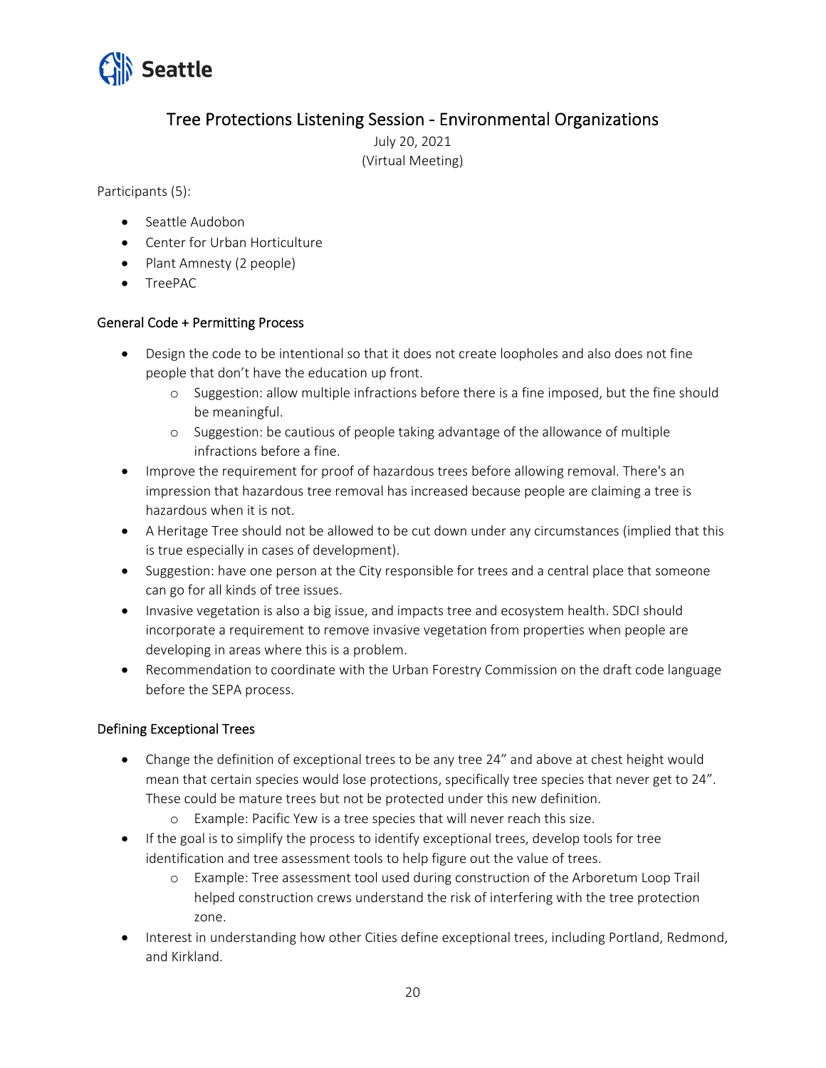# Tree Protections Listening Session - Environmental Organizations

July 20, 2021
(Virtual Meeting)

Participants (5):

- Seattle Audobon
- Center for Urban Horticulture
- Plant Amnesty (2 people)
- TreePAC

### General Code + Permitting Process

- Design the code to be intentional so that it does not create loopholes and also does not fine people that don't have the education up front.
    - Suggestion: allow multiple infractions before there is a fine imposed, but the fine should be meaningful.
    - Suggestion: be cautious of people taking advantage of the allowance of multiple infractions before a fine.
- Improve the requirement for proof of hazardous trees before allowing removal. There's an impression that hazardous tree removal has increased because people are claiming a tree is hazardous when it is not.
- A Heritage Tree should not be allowed to be cut down under any circumstances (implied that this is true especially in cases of development).
- Suggestion: have one person at the City responsible for trees and a central place that someone can go for all kinds of tree issues.
- Invasive vegetation is also a big issue, and impacts tree and ecosystem health. SDCI should incorporate a requirement to remove invasive vegetation from properties when people are developing in areas where this is a problem.
- Recommendation to coordinate with the Urban Forestry Commission on the draft code language before the SEPA process.

### Defining Exceptional Trees

- Change the definition of exceptional trees to be any tree 24" and above at chest height would mean that certain species would lose protections, specifically tree species that never get to 24". These could be mature trees but not be protected under this new definition.
    - Example: Pacific Yew is a tree species that will never reach this size.
- If the goal is to simplify the process to identify exceptional trees, develop tools for tree identification and tree assessment tools to help figure out the value of trees.
    - Example: Tree assessment tool used during construction of the Arboretum Loop Trail helped construction crews understand the risk of interfering with the tree protection zone.
- Interest in understanding how other Cities define exceptional trees, including Portland, Redmond, and Kirkland.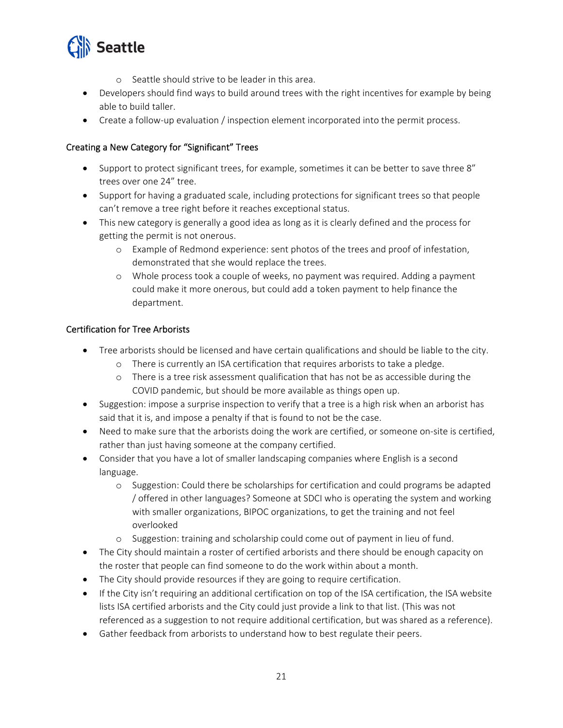- Seattle should strive to be leader in this area.
- Developers should find ways to build around trees with the right incentives for example by being able to build taller.
- Create a follow-up evaluation / inspection element incorporated into the permit process.

### Creating a New Category for "Significant" Trees

- Support to protect significant trees, for example, sometimes it can be better to save three 8" trees over one 24" tree.
- Support for having a graduated scale, including protections for significant trees so that people can't remove a tree right before it reaches exceptional status.
- This new category is generally a good idea as long as it is clearly defined and the process for getting the permit is not onerous.
    - Example of Redmond experience: sent photos of the trees and proof of infestation, demonstrated that she would replace the trees.
    - Whole process took a couple of weeks, no payment was required. Adding a payment could make it more onerous, but could add a token payment to help finance the department.

### Certification for Tree Arborists

- Tree arborists should be licensed and have certain qualifications and should be liable to the city.
    - There is currently an ISA certification that requires arborists to take a pledge.
    - There is a tree risk assessment qualification that has not be as accessible during the COVID pandemic, but should be more available as things open up.
- Suggestion: impose a surprise inspection to verify that a tree is a high risk when an arborist has said that it is, and impose a penalty if that is found to not be the case.
- Need to make sure that the arborists doing the work are certified, or someone on-site is certified, rather than just having someone at the company certified.
- Consider that you have a lot of smaller landscaping companies where English is a second language.
    - Suggestion: Could there be scholarships for certification and could programs be adapted / offered in other languages? Someone at SDCI who is operating the system and working with smaller organizations, BIPOC organizations, to get the training and not feel overlooked
    - Suggestion: training and scholarship could come out of payment in lieu of fund.
- The City should maintain a roster of certified arborists and there should be enough capacity on the roster that people can find someone to do the work within about a month.
- The City should provide resources if they are going to require certification.
- If the City isn't requiring an additional certification on top of the ISA certification, the ISA website lists ISA certified arborists and the City could just provide a link to that list. (This was not referenced as a suggestion to not require additional certification, but was shared as a reference).
- Gather feedback from arborists to understand how to best regulate their peers.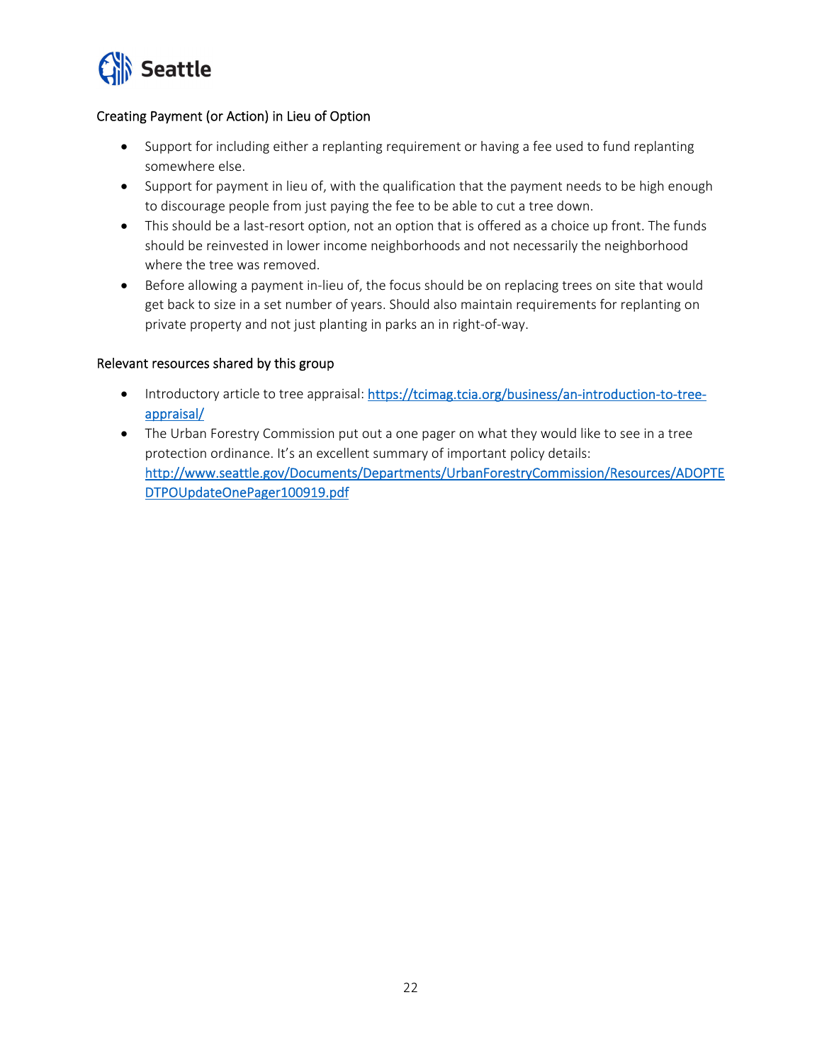### Creating Payment (or Action) in Lieu of Option

- Support for including either a replanting requirement or having a fee used to fund replanting somewhere else.
- Support for payment in lieu of, with the qualification that the payment needs to be high enough to discourage people from just paying the fee to be able to cut a tree down.
- This should be a last-resort option, not an option that is offered as a choice up front. The funds should be reinvested in lower income neighborhoods and not necessarily the neighborhood where the tree was removed.
- Before allowing a payment in-lieu of, the focus should be on replacing trees on site that would get back to size in a set number of years. Should also maintain requirements for replanting on private property and not just planting in parks an in right-of-way.

### Relevant resources shared by this group

- Introductory article to tree appraisal: https://tcimag.tcia.org/business/an-introduction-to-tree-appraisal/
- The Urban Forestry Commission put out a one pager on what they would like to see in a tree protection ordinance. It's an excellent summary of important policy details: http://www.seattle.gov/Documents/Departments/UrbanForestryCommission/Resources/ADOPTEDTPOUpdateOnePager100919.pdf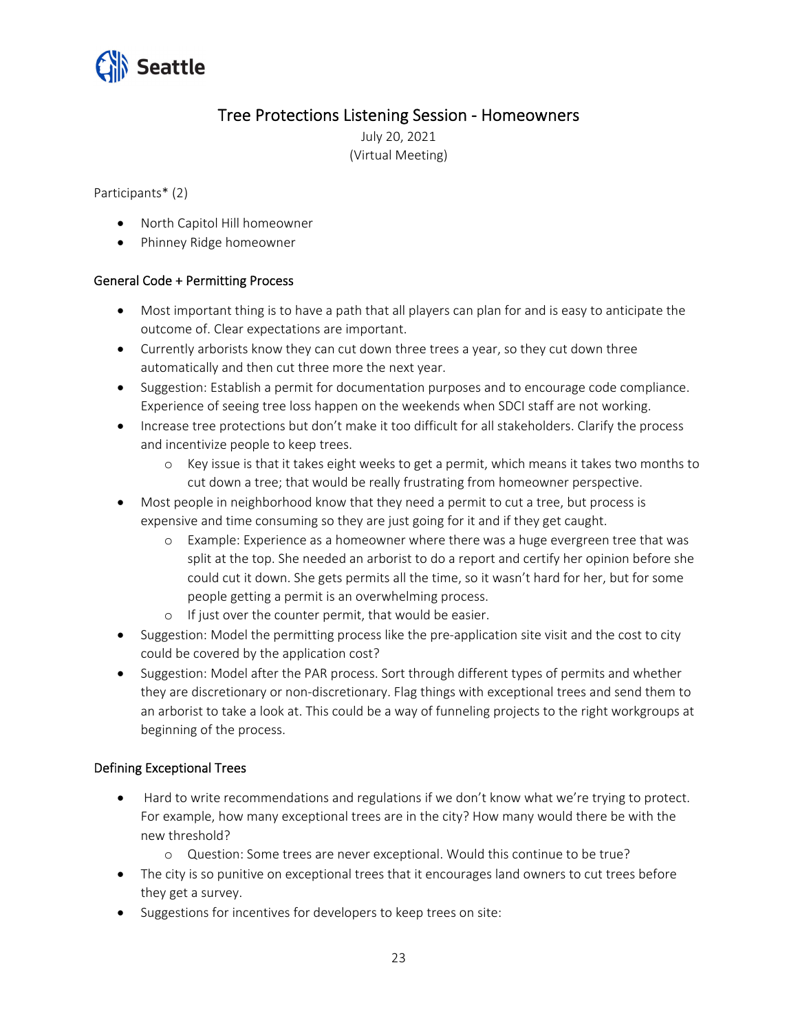# Tree Protections Listening Session - Homeowners

July 20, 2021
(Virtual Meeting)

Participants* (2)

- North Capitol Hill homeowner
- Phinney Ridge homeowner

## General Code + Permitting Process

- Most important thing is to have a path that all players can plan for and is easy to anticipate the outcome of. Clear expectations are important.
- Currently arborists know they can cut down three trees a year, so they cut down three automatically and then cut three more the next year.
- Suggestion: Establish a permit for documentation purposes and to encourage code compliance. Experience of seeing tree loss happen on the weekends when SDCI staff are not working.
- Increase tree protections but don't make it too difficult for all stakeholders. Clarify the process and incentivize people to keep trees.
  - Key issue is that it takes eight weeks to get a permit, which means it takes two months to cut down a tree; that would be really frustrating from homeowner perspective.
- Most people in neighborhood know that they need a permit to cut a tree, but process is expensive and time consuming so they are just going for it and if they get caught.
  - Example: Experience as a homeowner where there was a huge evergreen tree that was split at the top. She needed an arborist to do a report and certify her opinion before she could cut it down. She gets permits all the time, so it wasn't hard for her, but for some people getting a permit is an overwhelming process.
  - If just over the counter permit, that would be easier.
- Suggestion: Model the permitting process like the pre-application site visit and the cost to city could be covered by the application cost?
- Suggestion: Model after the PAR process. Sort through different types of permits and whether they are discretionary or non-discretionary. Flag things with exceptional trees and send them to an arborist to take a look at. This could be a way of funneling projects to the right workgroups at beginning of the process.

## Defining Exceptional Trees

- Hard to write recommendations and regulations if we don't know what we're trying to protect. For example, how many exceptional trees are in the city? How many would there be with the new threshold?
  - Question: Some trees are never exceptional. Would this continue to be true?
- The city is so punitive on exceptional trees that it encourages land owners to cut trees before they get a survey.
- Suggestions for incentives for developers to keep trees on site: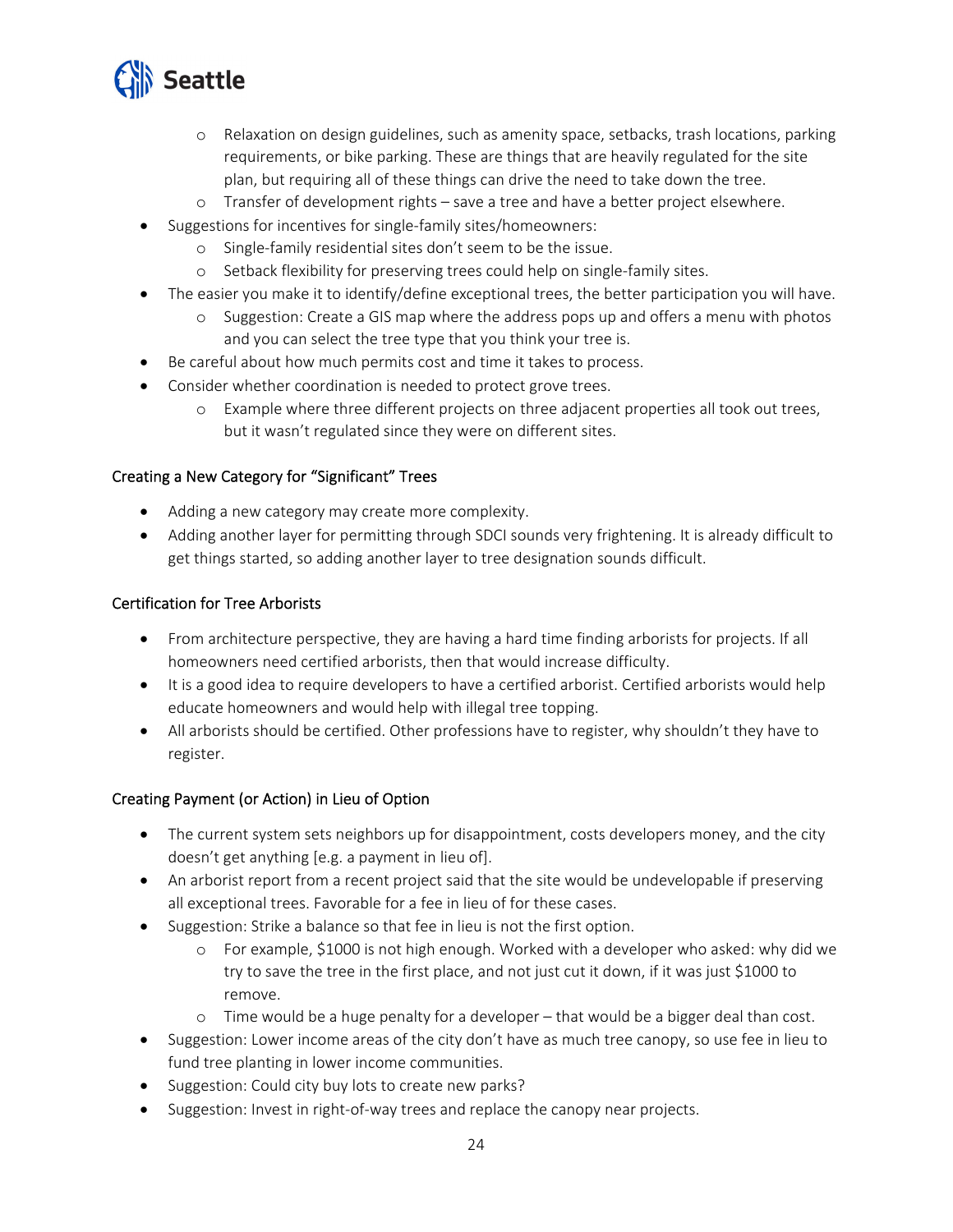- Relaxation on design guidelines, such as amenity space, setbacks, trash locations, parking requirements, or bike parking. These are things that are heavily regulated for the site plan, but requiring all of these things can drive the need to take down the tree.
    - Transfer of development rights – save a tree and have a better project elsewhere.
- Suggestions for incentives for single-family sites/homeowners:
    - Single-family residential sites don't seem to be the issue.
    - Setback flexibility for preserving trees could help on single-family sites.
- The easier you make it to identify/define exceptional trees, the better participation you will have.
    - Suggestion: Create a GIS map where the address pops up and offers a menu with photos and you can select the tree type that you think your tree is.
- Be careful about how much permits cost and time it takes to process.
- Consider whether coordination is needed to protect grove trees.
    - Example where three different projects on three adjacent properties all took out trees, but it wasn't regulated since they were on different sites.

### Creating a New Category for "Significant" Trees

- Adding a new category may create more complexity.
- Adding another layer for permitting through SDCI sounds very frightening. It is already difficult to get things started, so adding another layer to tree designation sounds difficult.

### Certification for Tree Arborists

- From architecture perspective, they are having a hard time finding arborists for projects. If all homeowners need certified arborists, then that would increase difficulty.
- It is a good idea to require developers to have a certified arborist. Certified arborists would help educate homeowners and would help with illegal tree topping.
- All arborists should be certified. Other professions have to register, why shouldn't they have to register.

### Creating Payment (or Action) in Lieu of Option

- The current system sets neighbors up for disappointment, costs developers money, and the city doesn't get anything [e.g. a payment in lieu of].
- An arborist report from a recent project said that the site would be undevelopable if preserving all exceptional trees. Favorable for a fee in lieu of for these cases.
- Suggestion: Strike a balance so that fee in lieu is not the first option.
    - For example, $1000 is not high enough. Worked with a developer who asked: why did we try to save the tree in the first place, and not just cut it down, if it was just $1000 to remove.
    - Time would be a huge penalty for a developer – that would be a bigger deal than cost.
- Suggestion: Lower income areas of the city don't have as much tree canopy, so use fee in lieu to fund tree planting in lower income communities.
- Suggestion: Could city buy lots to create new parks?
- Suggestion: Invest in right-of-way trees and replace the canopy near projects.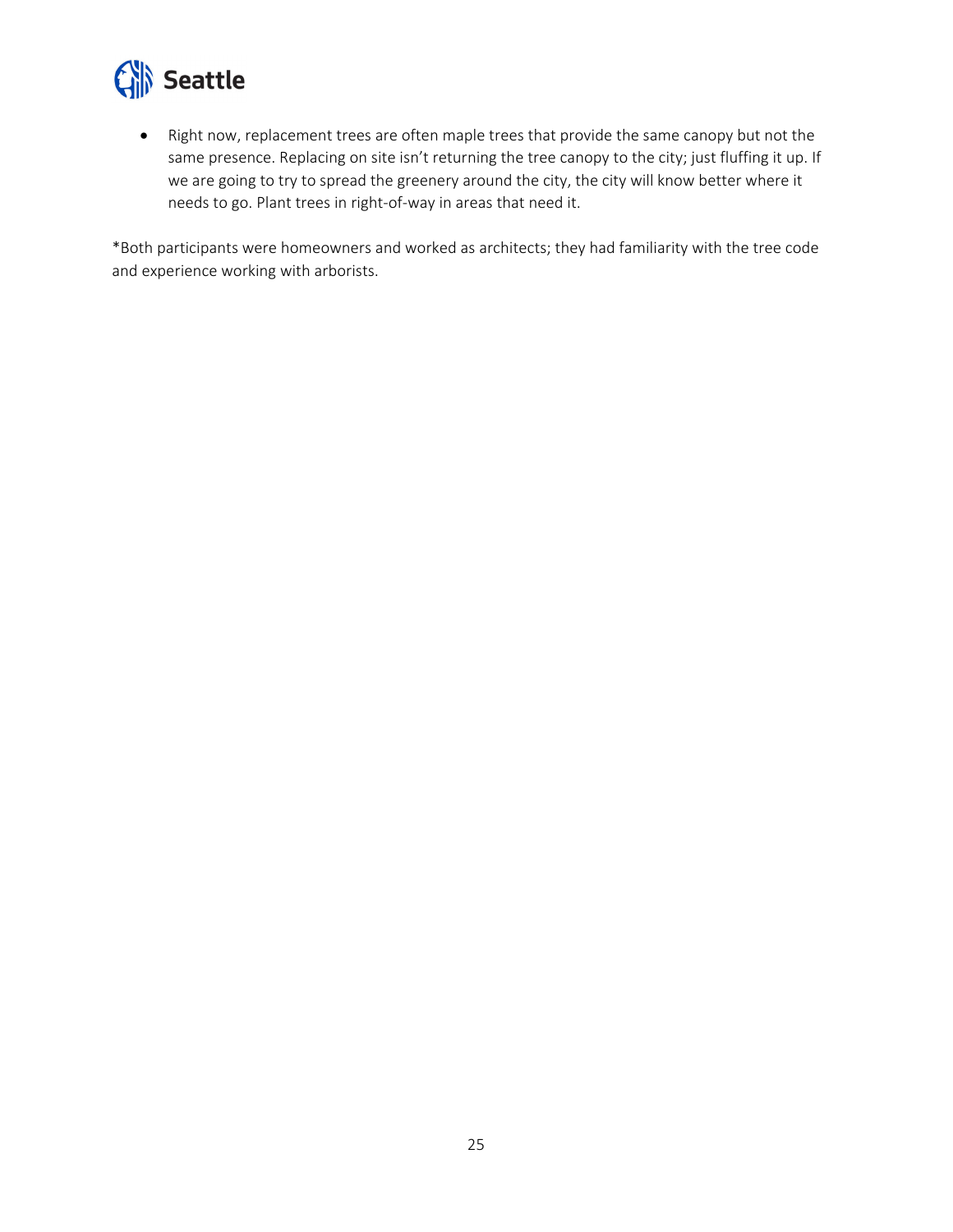- Right now, replacement trees are often maple trees that provide the same canopy but not the same presence. Replacing on site isn't returning the tree canopy to the city; just fluffing it up. If we are going to try to spread the greenery around the city, the city will know better where it needs to go. Plant trees in right-of-way in areas that need it.

*Both participants were homeowners and worked as architects; they had familiarity with the tree code and experience working with arborists.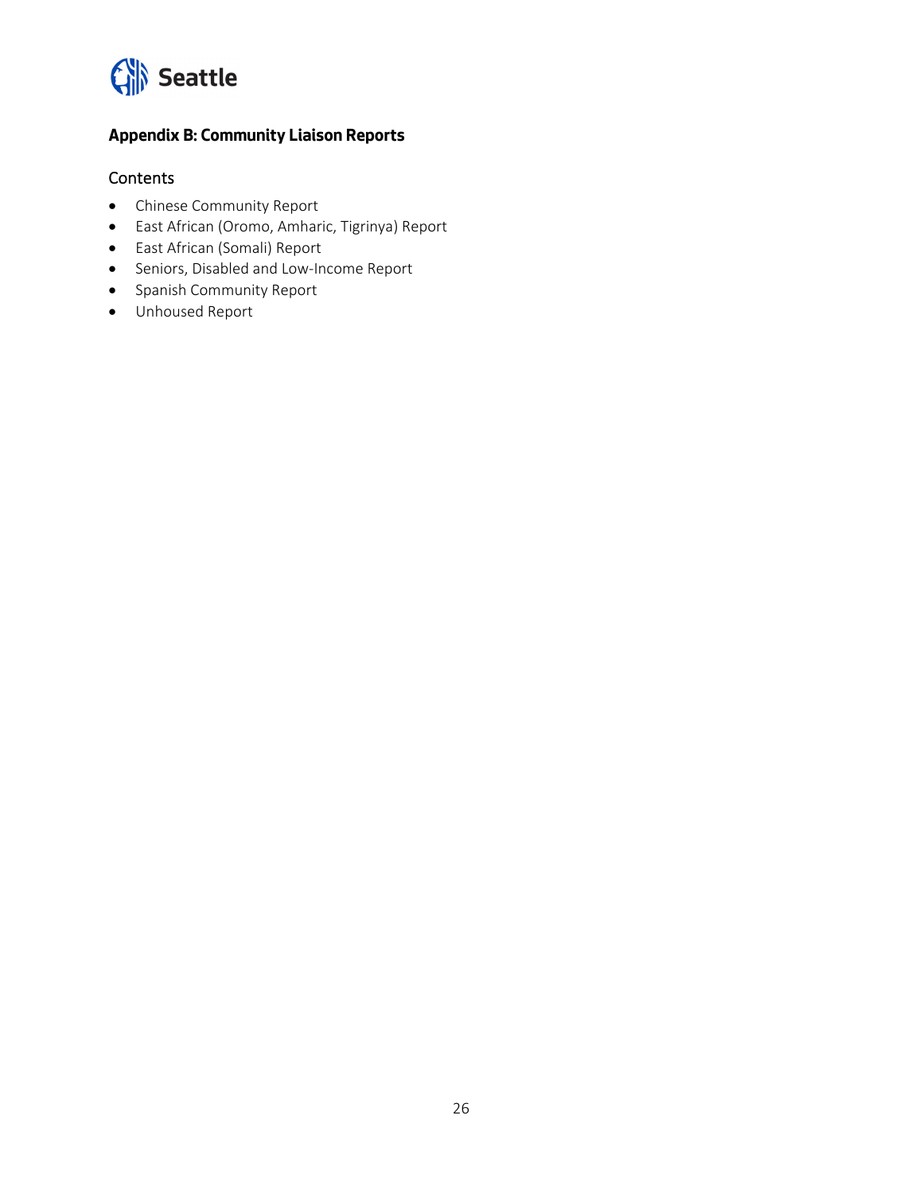## Appendix B: Community Liaison Reports

### Contents

- Chinese Community Report
- East African (Oromo, Amharic, Tigrinya) Report
- East African (Somali) Report
- Seniors, Disabled and Low-Income Report
- Spanish Community Report
- Unhoused Report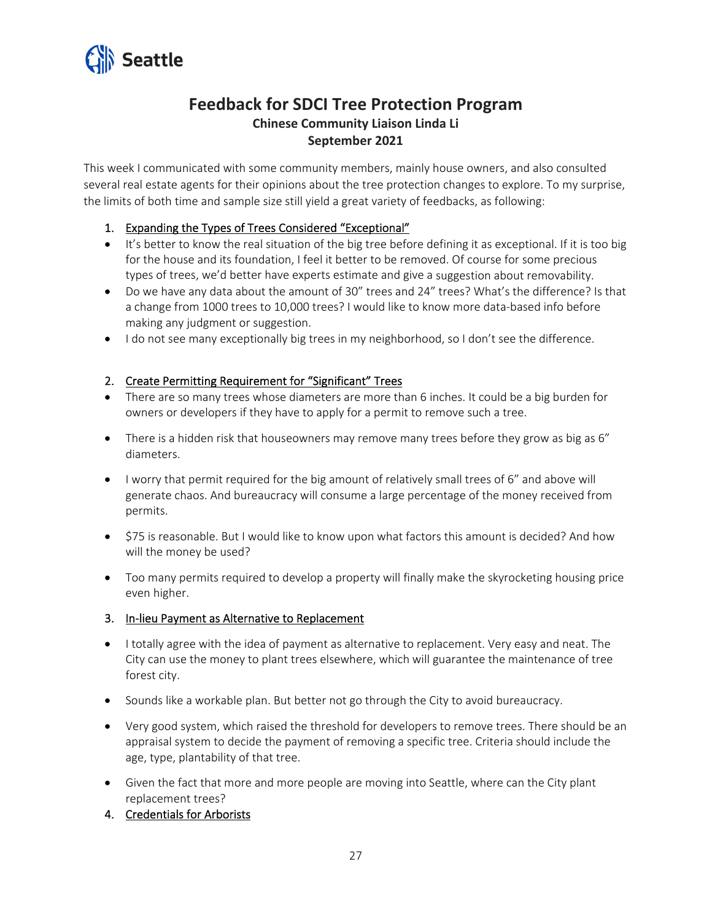# Feedback for SDCI Tree Protection Program

**Chinese Community Liaison Linda Li**
**September 2021**

This week I communicated with some community members, mainly house owners, and also consulted several real estate agents for their opinions about the tree protection changes to explore. To my surprise, the limits of both time and sample size still yield a great variety of feedbacks, as following:

1. Expanding the Types of Trees Considered "Exceptional"

- It's better to know the real situation of the big tree before defining it as exceptional. If it is too big for the house and its foundation, I feel it better to be removed. Of course for some precious types of trees, we'd better have experts estimate and give a suggestion about removability.
- Do we have any data about the amount of 30" trees and 24" trees? What's the difference? Is that a change from 1000 trees to 10,000 trees? I would like to know more data-based info before making any judgment or suggestion.
- I do not see many exceptionally big trees in my neighborhood, so I don't see the difference.

2. Create Permitting Requirement for "Significant" Trees

- There are so many trees whose diameters are more than 6 inches. It could be a big burden for owners or developers if they have to apply for a permit to remove such a tree.
- There is a hidden risk that houseowners may remove many trees before they grow as big as 6" diameters.
- I worry that permit required for the big amount of relatively small trees of 6" and above will generate chaos. And bureaucracy will consume a large percentage of the money received from permits.
- $75 is reasonable. But I would like to know upon what factors this amount is decided? And how will the money be used?
- Too many permits required to develop a property will finally make the skyrocketing housing price even higher.

3. In-lieu Payment as Alternative to Replacement

- I totally agree with the idea of payment as alternative to replacement. Very easy and neat. The City can use the money to plant trees elsewhere, which will guarantee the maintenance of tree forest city.
- Sounds like a workable plan. But better not go through the City to avoid bureaucracy.
- Very good system, which raised the threshold for developers to remove trees. There should be an appraisal system to decide the payment of removing a specific tree. Criteria should include the age, type, plantability of that tree.
- Given the fact that more and more people are moving into Seattle, where can the City plant replacement trees?

4. Credentials for Arborists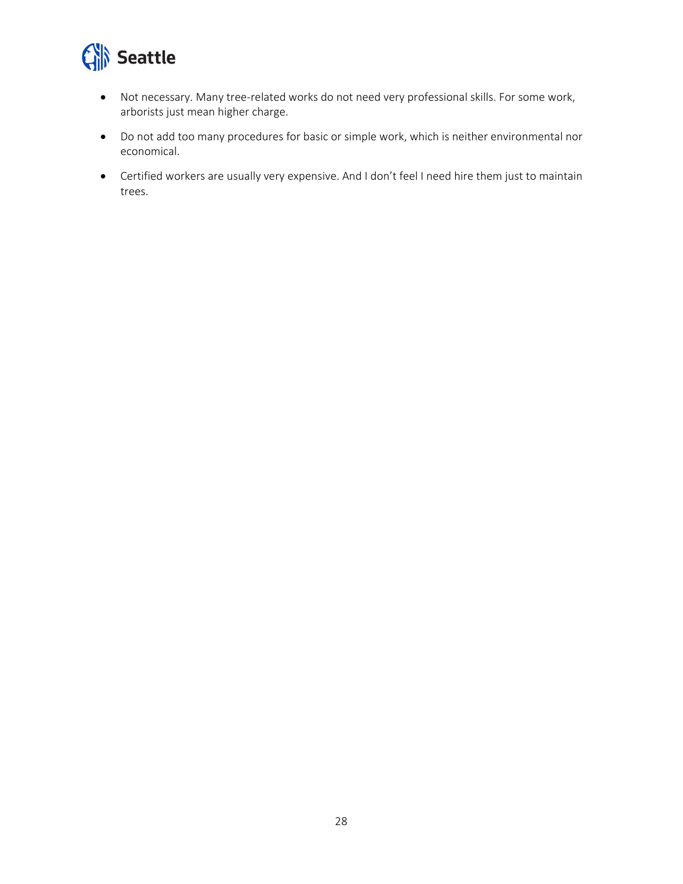- Not necessary. Many tree-related works do not need very professional skills. For some work, arborists just mean higher charge.
- Do not add too many procedures for basic or simple work, which is neither environmental nor economical.
- Certified workers are usually very expensive. And I don't feel I need hire them just to maintain trees.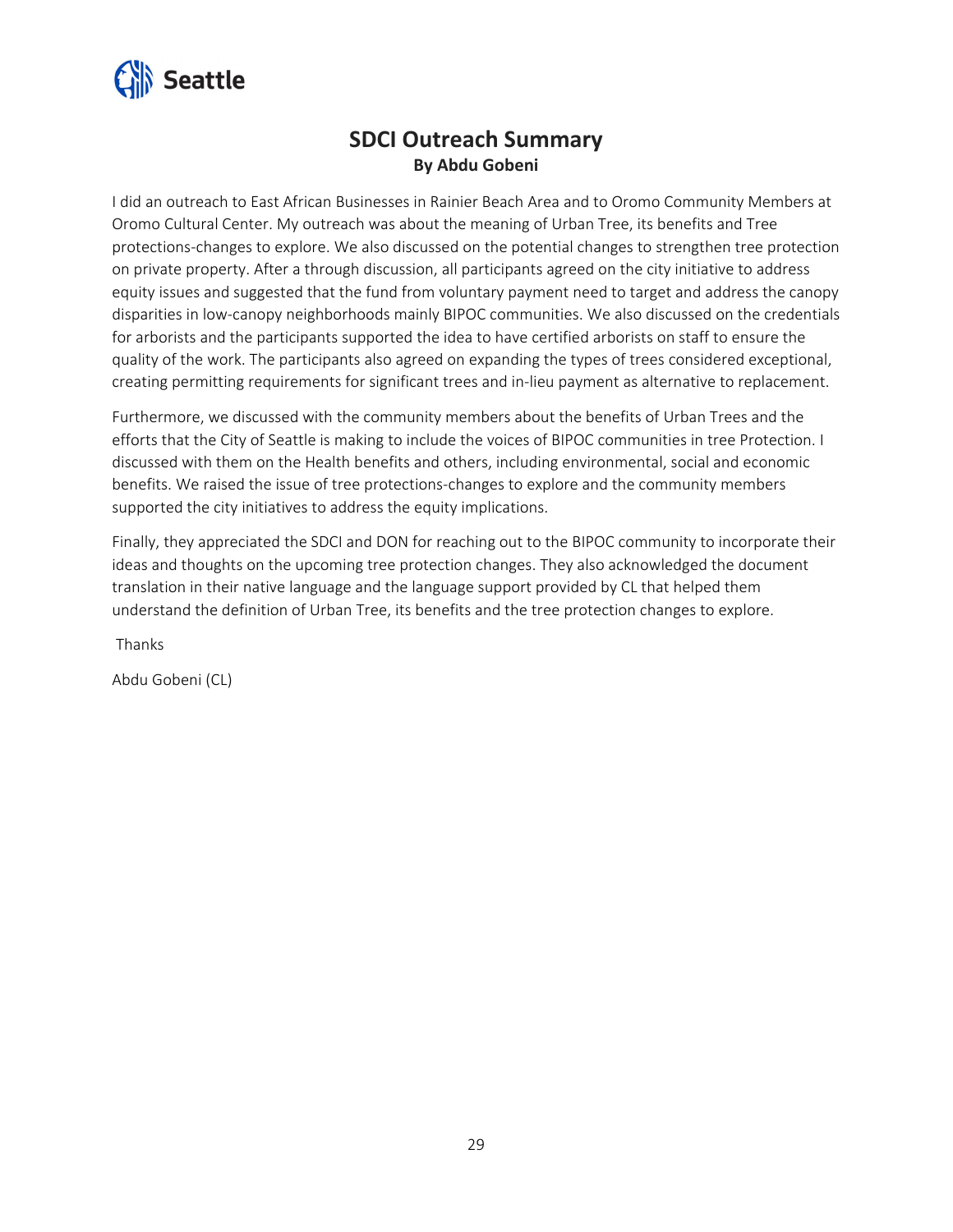# SDCI Outreach Summary

**By Abdu Gobeni**

I did an outreach to East African Businesses in Rainier Beach Area and to Oromo Community Members at Oromo Cultural Center. My outreach was about the meaning of Urban Tree, its benefits and Tree protections-changes to explore. We also discussed on the potential changes to strengthen tree protection on private property. After a through discussion, all participants agreed on the city initiative to address equity issues and suggested that the fund from voluntary payment need to target and address the canopy disparities in low-canopy neighborhoods mainly BIPOC communities. We also discussed on the credentials for arborists and the participants supported the idea to have certified arborists on staff to ensure the quality of the work. The participants also agreed on expanding the types of trees considered exceptional, creating permitting requirements for significant trees and in-lieu payment as alternative to replacement.

Furthermore, we discussed with the community members about the benefits of Urban Trees and the efforts that the City of Seattle is making to include the voices of BIPOC communities in tree Protection. I discussed with them on the Health benefits and others, including environmental, social and economic benefits. We raised the issue of tree protections-changes to explore and the community members supported the city initiatives to address the equity implications.

Finally, they appreciated the SDCI and DON for reaching out to the BIPOC community to incorporate their ideas and thoughts on the upcoming tree protection changes. They also acknowledged the document translation in their native language and the language support provided by CL that helped them understand the definition of Urban Tree, its benefits and the tree protection changes to explore.

Thanks

Abdu Gobeni (CL)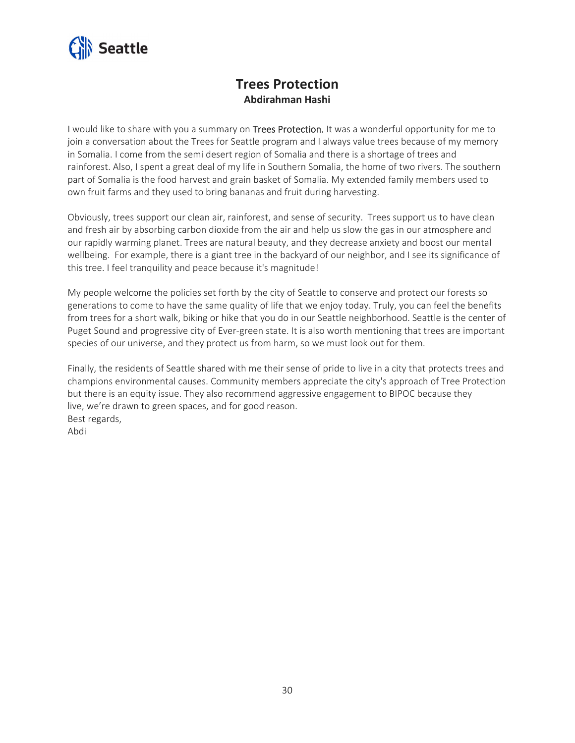## Trees Protection

**Abdirahman Hashi**

I would like to share with you a summary on Trees Protection. It was a wonderful opportunity for me to join a conversation about the Trees for Seattle program and I always value trees because of my memory in Somalia. I come from the semi desert region of Somalia and there is a shortage of trees and rainforest. Also, I spent a great deal of my life in Southern Somalia, the home of two rivers. The southern part of Somalia is the food harvest and grain basket of Somalia. My extended family members used to own fruit farms and they used to bring bananas and fruit during harvesting.

Obviously, trees support our clean air, rainforest, and sense of security. Trees support us to have clean and fresh air by absorbing carbon dioxide from the air and help us slow the gas in our atmosphere and our rapidly warming planet. Trees are natural beauty, and they decrease anxiety and boost our mental wellbeing. For example, there is a giant tree in the backyard of our neighbor, and I see its significance of this tree. I feel tranquility and peace because it's magnitude!

My people welcome the policies set forth by the city of Seattle to conserve and protect our forests so generations to come to have the same quality of life that we enjoy today. Truly, you can feel the benefits from trees for a short walk, biking or hike that you do in our Seattle neighborhood. Seattle is the center of Puget Sound and progressive city of Ever-green state. It is also worth mentioning that trees are important species of our universe, and they protect us from harm, so we must look out for them.

Finally, the residents of Seattle shared with me their sense of pride to live in a city that protects trees and champions environmental causes. Community members appreciate the city's approach of Tree Protection but there is an equity issue. They also recommend aggressive engagement to BIPOC because they live, we're drawn to green spaces, and for good reason.

Best regards,

Abdi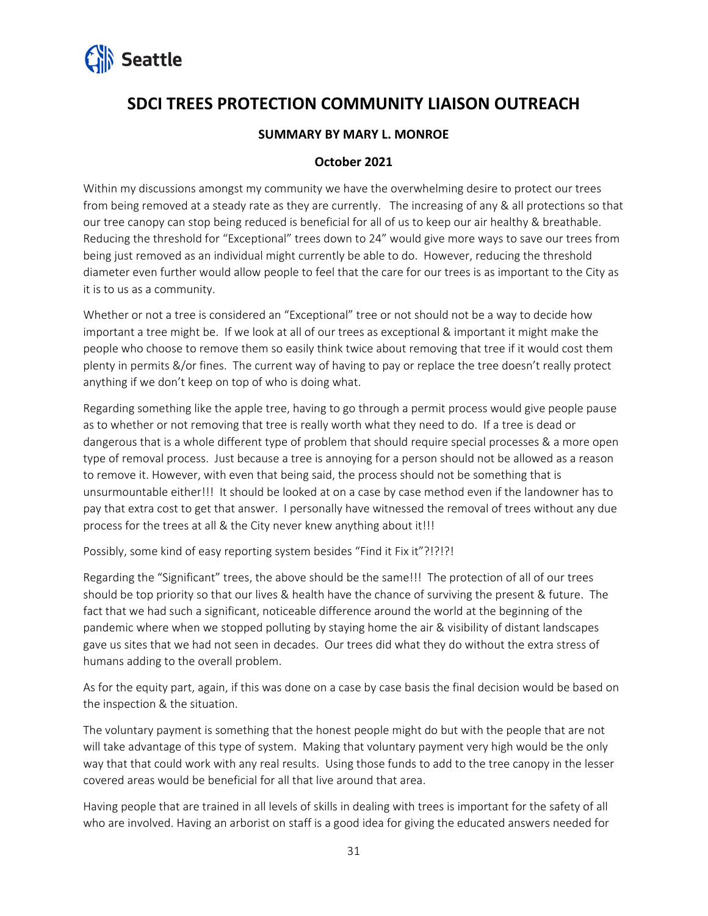# SDCI TREES PROTECTION COMMUNITY LIAISON OUTREACH

**SUMMARY BY MARY L. MONROE**

**October 2021**

Within my discussions amongst my community we have the overwhelming desire to protect our trees from being removed at a steady rate as they are currently. The increasing of any & all protections so that our tree canopy can stop being reduced is beneficial for all of us to keep our air healthy & breathable. Reducing the threshold for "Exceptional" trees down to 24" would give more ways to save our trees from being just removed as an individual might currently be able to do. However, reducing the threshold diameter even further would allow people to feel that the care for our trees is as important to the City as it is to us as a community.

Whether or not a tree is considered an "Exceptional" tree or not should not be a way to decide how important a tree might be. If we look at all of our trees as exceptional & important it might make the people who choose to remove them so easily think twice about removing that tree if it would cost them plenty in permits &/or fines. The current way of having to pay or replace the tree doesn't really protect anything if we don't keep on top of who is doing what.

Regarding something like the apple tree, having to go through a permit process would give people pause as to whether or not removing that tree is really worth what they need to do. If a tree is dead or dangerous that is a whole different type of problem that should require special processes & a more open type of removal process. Just because a tree is annoying for a person should not be allowed as a reason to remove it. However, with even that being said, the process should not be something that is unsurmountable either!!! It should be looked at on a case by case method even if the landowner has to pay that extra cost to get that answer. I personally have witnessed the removal of trees without any due process for the trees at all & the City never knew anything about it!!!

Possibly, some kind of easy reporting system besides "Find it Fix it"?!?!?!

Regarding the "Significant" trees, the above should be the same!!! The protection of all of our trees should be top priority so that our lives & health have the chance of surviving the present & future. The fact that we had such a significant, noticeable difference around the world at the beginning of the pandemic where when we stopped polluting by staying home the air & visibility of distant landscapes gave us sites that we had not seen in decades. Our trees did what they do without the extra stress of humans adding to the overall problem.

As for the equity part, again, if this was done on a case by case basis the final decision would be based on the inspection & the situation.

The voluntary payment is something that the honest people might do but with the people that are not will take advantage of this type of system. Making that voluntary payment very high would be the only way that that could work with any real results. Using those funds to add to the tree canopy in the lesser covered areas would be beneficial for all that live around that area.

Having people that are trained in all levels of skills in dealing with trees is important for the safety of all who are involved. Having an arborist on staff is a good idea for giving the educated answers needed for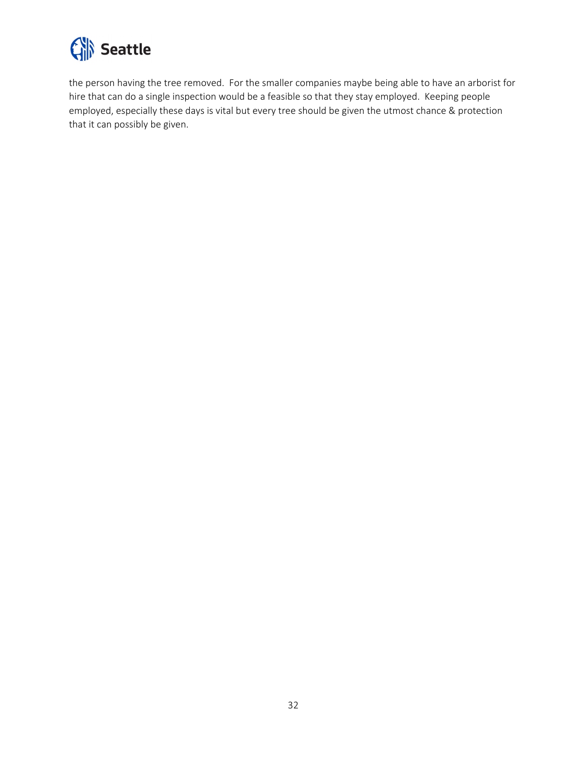the person having the tree removed. For the smaller companies maybe being able to have an arborist for hire that can do a single inspection would be a feasible so that they stay employed. Keeping people employed, especially these days is vital but every tree should be given the utmost chance & protection that it can possibly be given.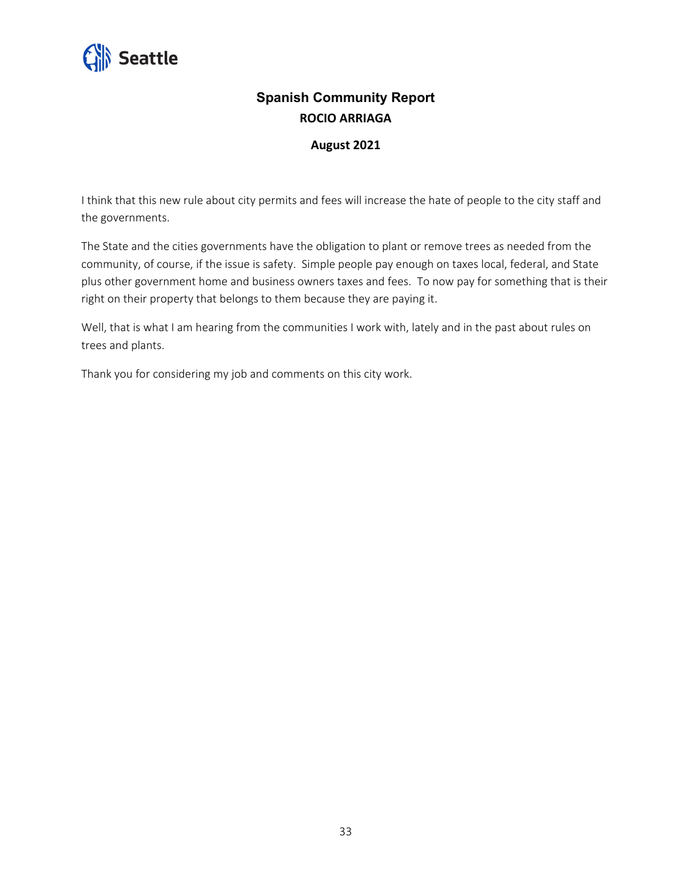## Spanish Community Report

**ROCIO ARRIAGA**

**August 2021**

I think that this new rule about city permits and fees will increase the hate of people to the city staff and the governments.

The State and the cities governments have the obligation to plant or remove trees as needed from the community, of course, if the issue is safety. Simple people pay enough on taxes local, federal, and State plus other government home and business owners taxes and fees. To now pay for something that is their right on their property that belongs to them because they are paying it.

Well, that is what I am hearing from the communities I work with, lately and in the past about rules on trees and plants.

Thank you for considering my job and comments on this city work.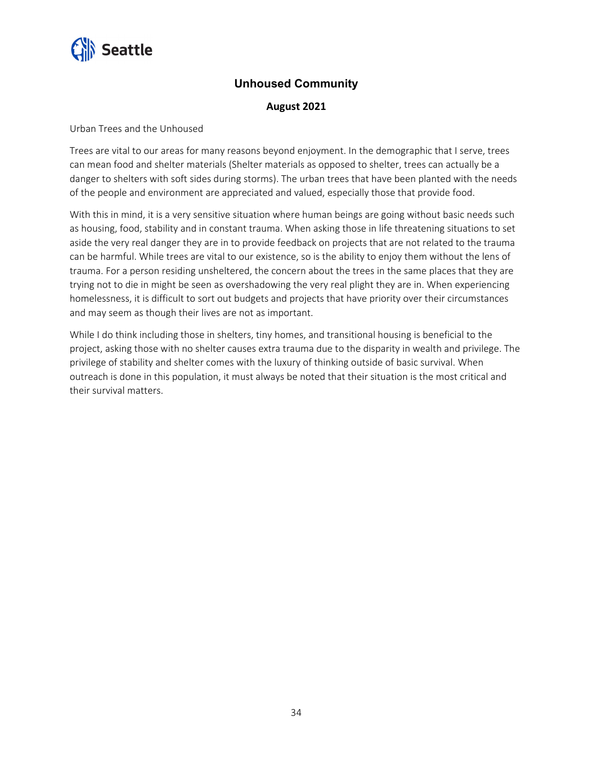## Unhoused Community

**August 2021**

Urban Trees and the Unhoused

Trees are vital to our areas for many reasons beyond enjoyment. In the demographic that I serve, trees can mean food and shelter materials (Shelter materials as opposed to shelter, trees can actually be a danger to shelters with soft sides during storms). The urban trees that have been planted with the needs of the people and environment are appreciated and valued, especially those that provide food.

With this in mind, it is a very sensitive situation where human beings are going without basic needs such as housing, food, stability and in constant trauma. When asking those in life threatening situations to set aside the very real danger they are in to provide feedback on projects that are not related to the trauma can be harmful. While trees are vital to our existence, so is the ability to enjoy them without the lens of trauma. For a person residing unsheltered, the concern about the trees in the same places that they are trying not to die in might be seen as overshadowing the very real plight they are in. When experiencing homelessness, it is difficult to sort out budgets and projects that have priority over their circumstances and may seem as though their lives are not as important.

While I do think including those in shelters, tiny homes, and transitional housing is beneficial to the project, asking those with no shelter causes extra trauma due to the disparity in wealth and privilege. The privilege of stability and shelter comes with the luxury of thinking outside of basic survival. When outreach is done in this population, it must always be noted that their situation is the most critical and their survival matters.